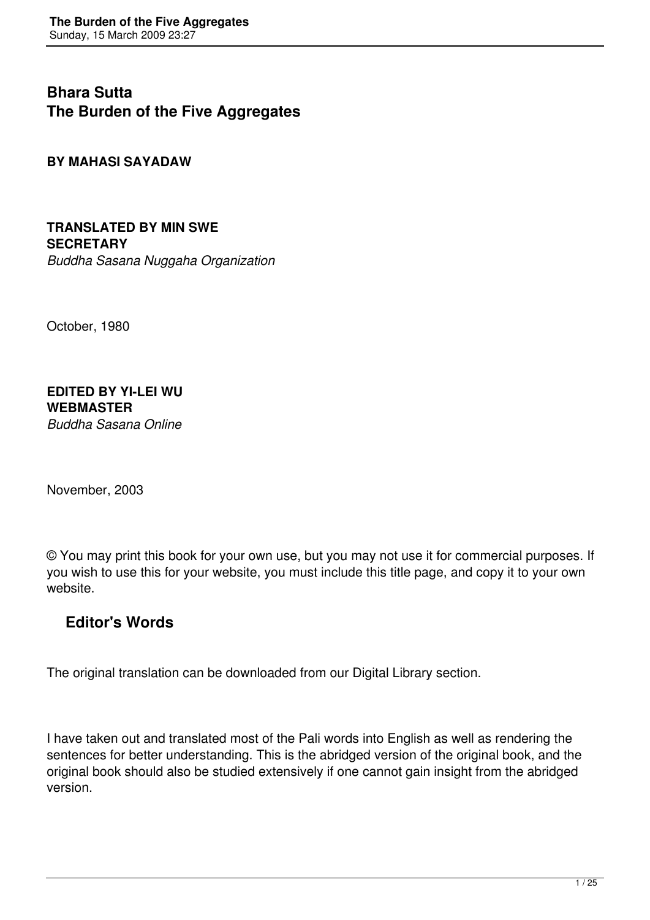# Bhara Sutta
# The Burden of the Five Aggregates

**BY MAHASI SAYADAW**

**TRANSLATED BY MIN SWE**
**SECRETARY**
*Buddha Sasana Nuggaha Organization*

October, 1980

**EDITED BY YI-LEI WU**
**WEBMASTER**
*Buddha Sasana Online*

November, 2003

© You may print this book for your own use, but you may not use it for commercial purposes. If you wish to use this for your website, you must include this title page, and copy it to your own website.

## Editor's Words

The original translation can be downloaded from our Digital Library section.

I have taken out and translated most of the Pali words into English as well as rendering the sentences for better understanding. This is the abridged version of the original book, and the original book should also be studied extensively if one cannot gain insight from the abridged version.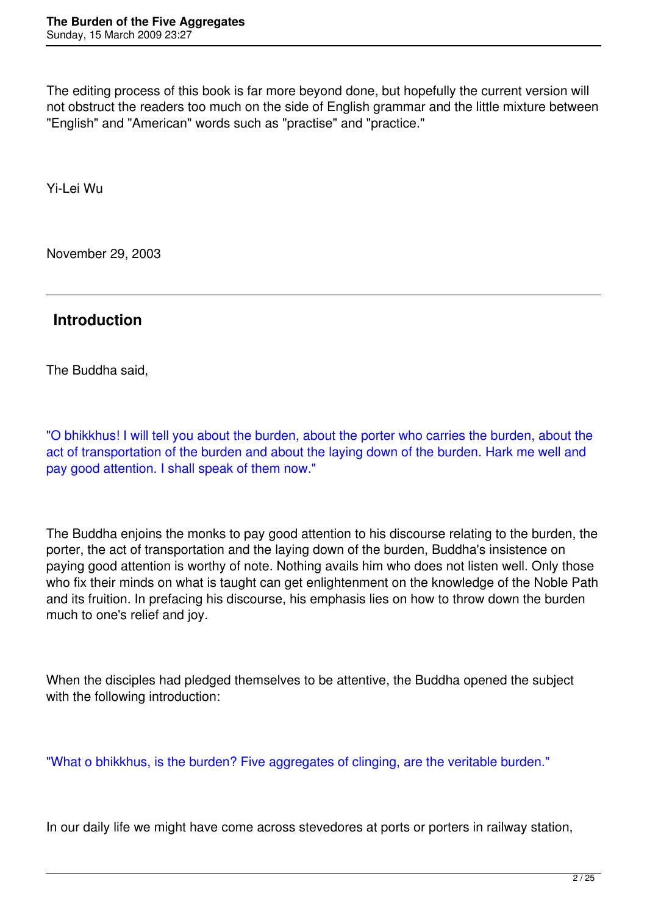The editing process of this book is far more beyond done, but hopefully the current version will not obstruct the readers too much on the side of English grammar and the little mixture between "English" and "American" words such as "practise" and "practice."

Yi-Lei Wu

November 29, 2003

---

## Introduction

The Buddha said,

"O bhikkhus! I will tell you about the burden, about the porter who carries the burden, about the act of transportation of the burden and about the laying down of the burden. Hark me well and pay good attention. I shall speak of them now."

The Buddha enjoins the monks to pay good attention to his discourse relating to the burden, the porter, the act of transportation and the laying down of the burden, Buddha's insistence on paying good attention is worthy of note. Nothing avails him who does not listen well. Only those who fix their minds on what is taught can get enlightenment on the knowledge of the Noble Path and its fruition. In prefacing his discourse, his emphasis lies on how to throw down the burden much to one's relief and joy.

When the disciples had pledged themselves to be attentive, the Buddha opened the subject with the following introduction:

"What o bhikkhus, is the burden? Five aggregates of clinging, are the veritable burden."

In our daily life we might have come across stevedores at ports or porters in railway station,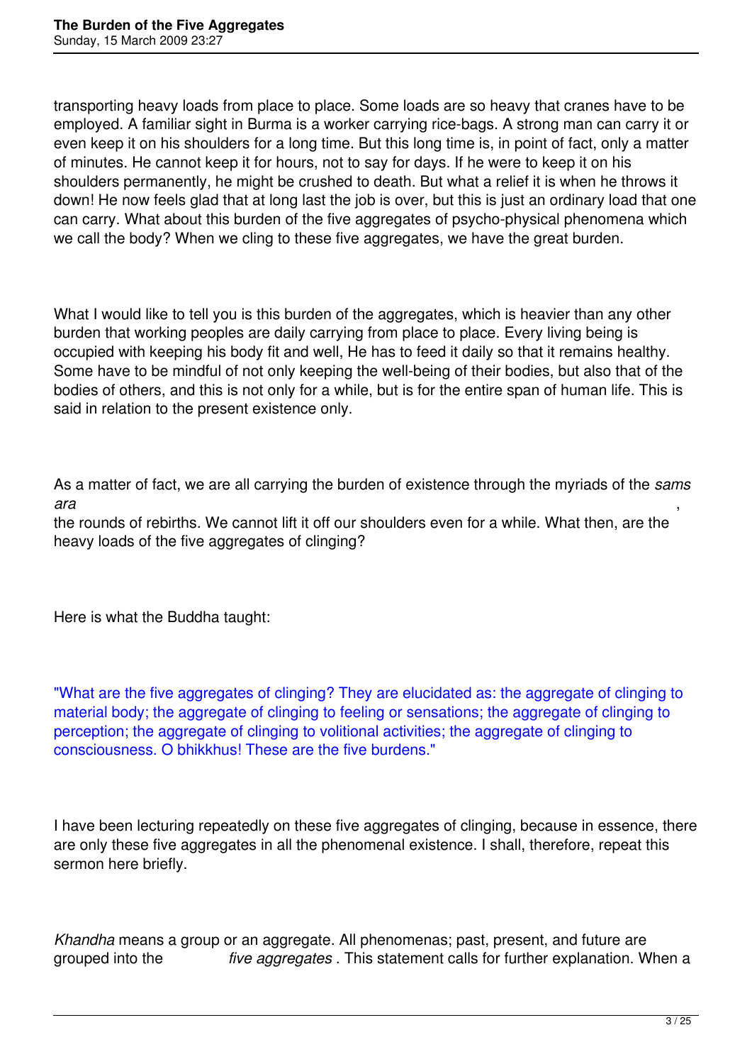transporting heavy loads from place to place. Some loads are so heavy that cranes have to be employed. A familiar sight in Burma is a worker carrying rice-bags. A strong man can carry it or even keep it on his shoulders for a long time. But this long time is, in point of fact, only a matter of minutes. He cannot keep it for hours, not to say for days. If he were to keep it on his shoulders permanently, he might be crushed to death. But what a relief it is when he throws it down! He now feels glad that at long last the job is over, but this is just an ordinary load that one can carry. What about this burden of the five aggregates of psycho-physical phenomena which we call the body? When we cling to these five aggregates, we have the great burden.

What I would like to tell you is this burden of the aggregates, which is heavier than any other burden that working peoples are daily carrying from place to place. Every living being is occupied with keeping his body fit and well, He has to feed it daily so that it remains healthy. Some have to be mindful of not only keeping the well-being of their bodies, but also that of the bodies of others, and this is not only for a while, but is for the entire span of human life. This is said in relation to the present existence only.

As a matter of fact, we are all carrying the burden of existence through the myriads of the *samsara*, the rounds of rebirths. We cannot lift it off our shoulders even for a while. What then, are the heavy loads of the five aggregates of clinging?

Here is what the Buddha taught:

"What are the five aggregates of clinging? They are elucidated as: the aggregate of clinging to material body; the aggregate of clinging to feeling or sensations; the aggregate of clinging to perception; the aggregate of clinging to volitional activities; the aggregate of clinging to consciousness. O bhikkhus! These are the five burdens."

I have been lecturing repeatedly on these five aggregates of clinging, because in essence, there are only these five aggregates in all the phenomenal existence. I shall, therefore, repeat this sermon here briefly.

*Khandha* means a group or an aggregate. All phenomenas; past, present, and future are grouped into the *five aggregates* . This statement calls for further explanation. When a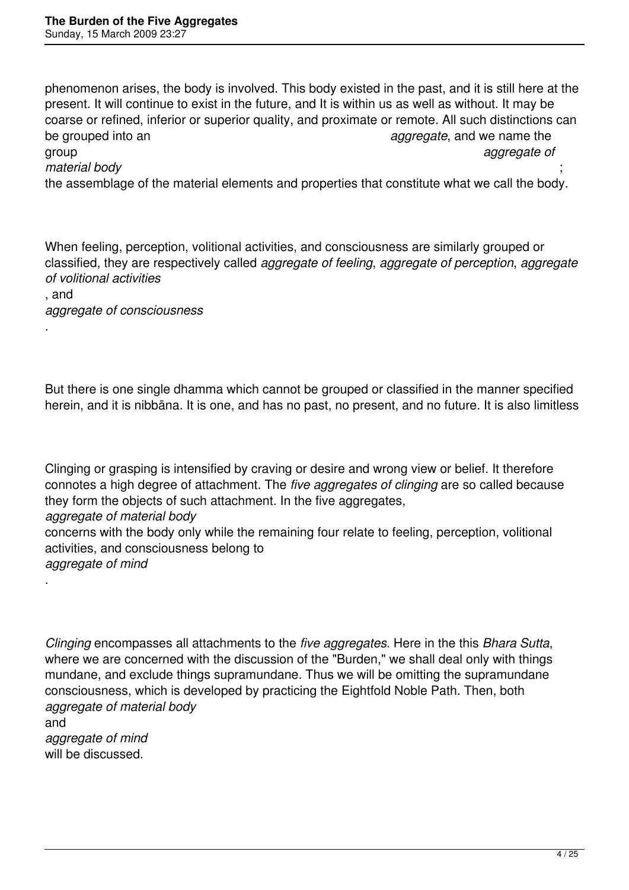phenomenon arises, the body is involved. This body existed in the past, and it is still here at the present. It will continue to exist in the future, and It is within us as well as without. It may be coarse or refined, inferior or superior quality, and proximate or remote. All such distinctions can be grouped into an *aggregate*, and we name the group *aggregate of material body*; the assemblage of the material elements and properties that constitute what we call the body.

When feeling, perception, volitional activities, and consciousness are similarly grouped or classified, they are respectively called *aggregate of feeling*, *aggregate of perception*, *aggregate of volitional activities*, and *aggregate of consciousness*.

But there is one single dhamma which cannot be grouped or classified in the manner specified herein, and it is nibbāna. It is one, and has no past, no present, and no future. It is also limitless

Clinging or grasping is intensified by craving or desire and wrong view or belief. It therefore connotes a high degree of attachment. The *five aggregates of clinging* are so called because they form the objects of such attachment. In the five aggregates, *aggregate of material body* concerns with the body only while the remaining four relate to feeling, perception, volitional activities, and consciousness belong to *aggregate of mind*.

*Clinging* encompasses all attachments to the *five aggregates*. Here in the this *Bhara Sutta*, where we are concerned with the discussion of the "Burden," we shall deal only with things mundane, and exclude things supramundane. Thus we will be omitting the supramundane consciousness, which is developed by practicing the Eightfold Noble Path. Then, both *aggregate of material body* and *aggregate of mind* will be discussed.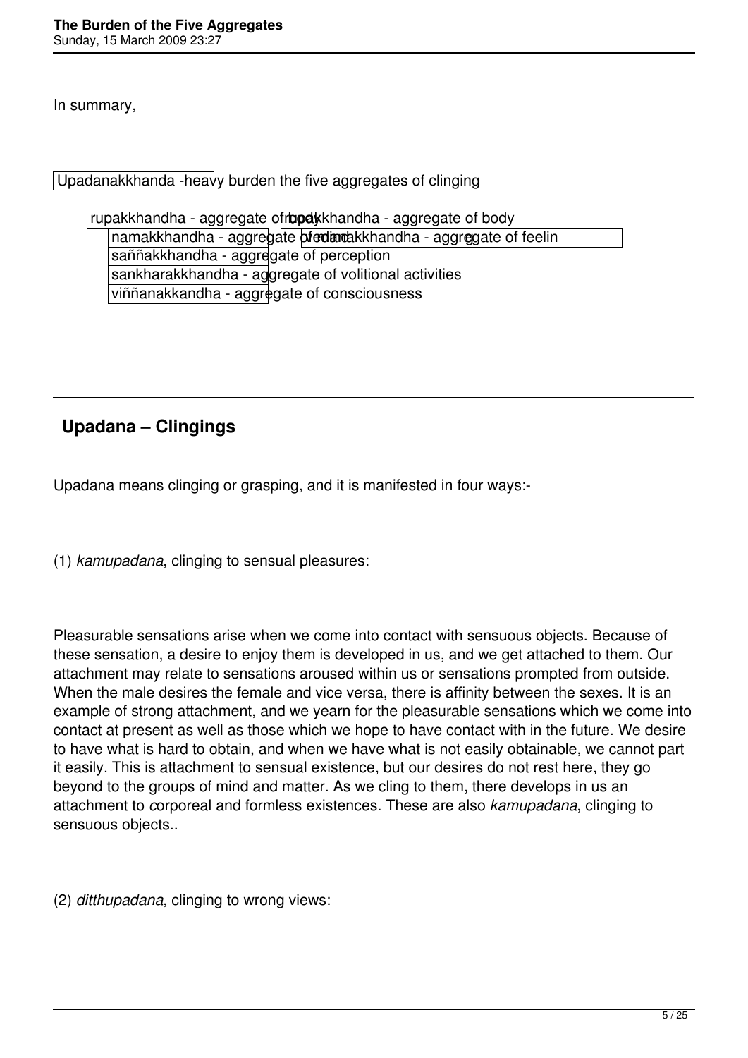In summary,

Upadanakkhanda -heavy burden the five aggregates of clinging

- rupakkhandha - aggregate of body
- namakkhandha - aggregate of mind
  - vedanakkhandha - aggregate of feelin
  - saññakkhandha - aggregate of perception
  - sankharakkhandha - aggregate of volitional activities
  - viññanakkandha - aggregate of consciousness

---

## Upadana – Clingings

Upadana means clinging or grasping, and it is manifested in four ways:-

(1) *kamupadana*, clinging to sensual pleasures:

Pleasurable sensations arise when we come into contact with sensuous objects. Because of these sensation, a desire to enjoy them is developed in us, and we get attached to them. Our attachment may relate to sensations aroused within us or sensations prompted from outside. When the male desires the female and vice versa, there is affinity between the sexes. It is an example of strong attachment, and we yearn for the pleasurable sensations which we come into contact at present as well as those which we hope to have contact with in the future. We desire to have what is hard to obtain, and when we have what is not easily obtainable, we cannot part it easily. This is attachment to sensual existence, but our desires do not rest here, they go beyond to the groups of mind and matter. As we cling to them, there develops in us an attachment to corporeal and formless existences. These are also *kamupadana*, clinging to sensuous objects..

(2) *ditthupadana*, clinging to wrong views: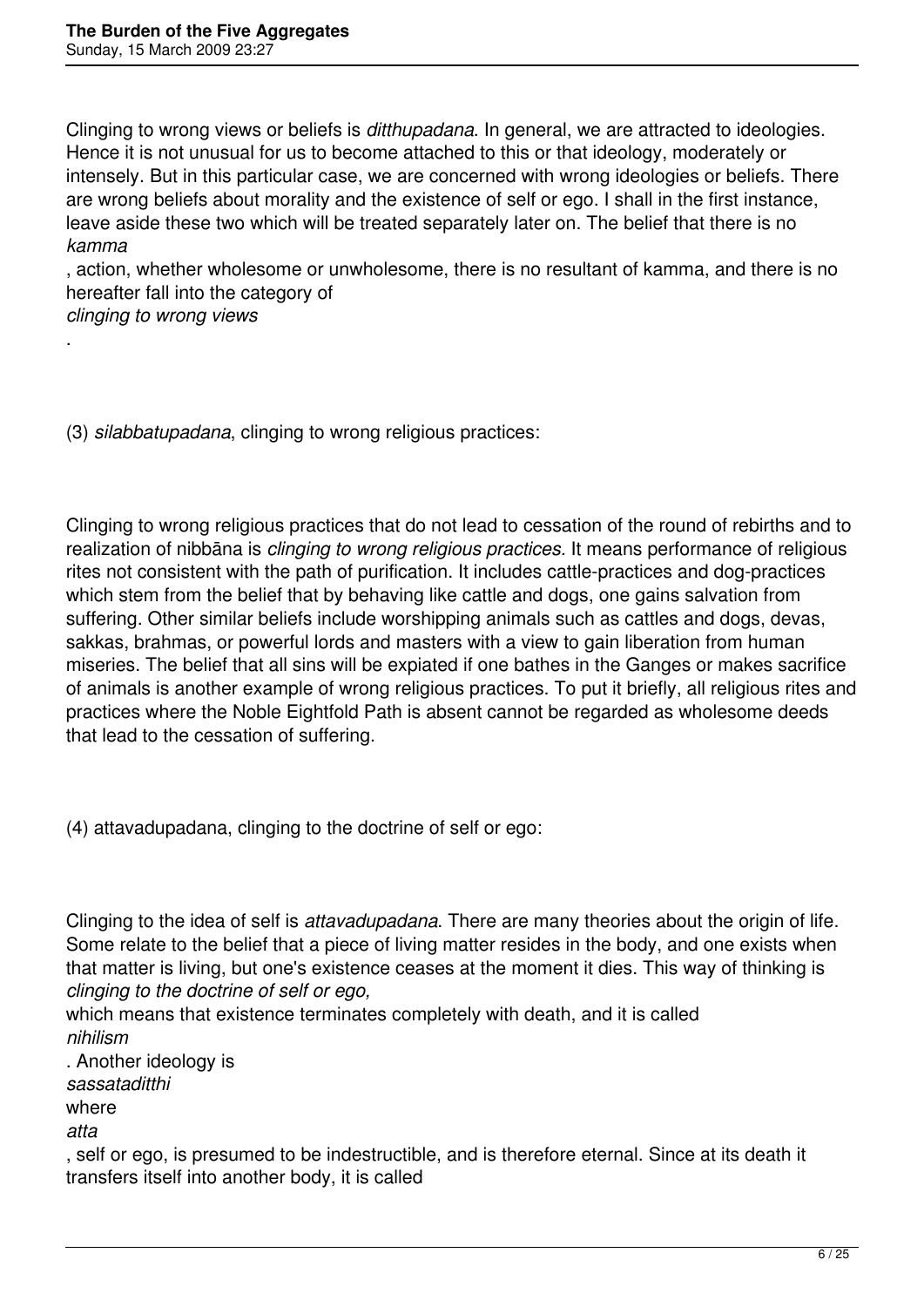Clinging to wrong views or beliefs is *ditthupadana*. In general, we are attracted to ideologies. Hence it is not unusual for us to become attached to this or that ideology, moderately or intensely. But in this particular case, we are concerned with wrong ideologies or beliefs. There are wrong beliefs about morality and the existence of self or ego. I shall in the first instance, leave aside these two which will be treated separately later on. The belief that there is no *kamma*, action, whether wholesome or unwholesome, there is no resultant of kamma, and there is no hereafter fall into the category of *clinging to wrong views*.

(3) *silabbatupadana*, clinging to wrong religious practices:

Clinging to wrong religious practices that do not lead to cessation of the round of rebirths and to realization of nibbāna is *clinging to wrong religious practices.* It means performance of religious rites not consistent with the path of purification. It includes cattle-practices and dog-practices which stem from the belief that by behaving like cattle and dogs, one gains salvation from suffering. Other similar beliefs include worshipping animals such as cattles and dogs, devas, sakkas, brahmas, or powerful lords and masters with a view to gain liberation from human miseries. The belief that all sins will be expiated if one bathes in the Ganges or makes sacrifice of animals is another example of wrong religious practices. To put it briefly, all religious rites and practices where the Noble Eightfold Path is absent cannot be regarded as wholesome deeds that lead to the cessation of suffering.

(4) attavadupadana, clinging to the doctrine of self or ego:

Clinging to the idea of self is *attavadupadana*. There are many theories about the origin of life. Some relate to the belief that a piece of living matter resides in the body, and one exists when that matter is living, but one's existence ceases at the moment it dies. This way of thinking is *clinging to the doctrine of self or ego,* which means that existence terminates completely with death, and it is called *nihilism*. Another ideology is *sassataditthi* where *atta*, self or ego, is presumed to be indestructible, and is therefore eternal. Since at its death it transfers itself into another body, it is called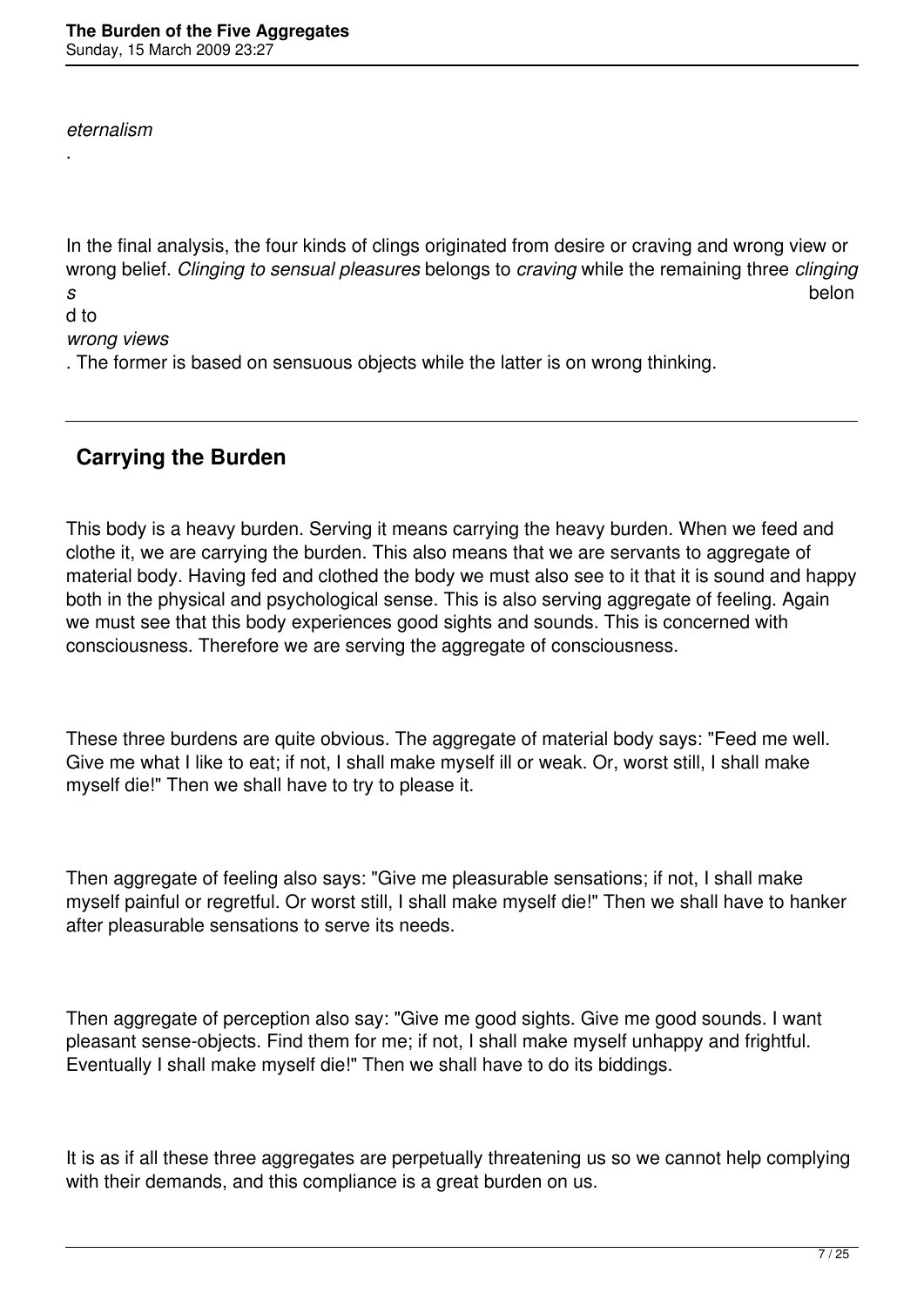*eternalism*
.

In the final analysis, the four kinds of clings originated from desire or craving and wrong view or wrong belief. *Clinging to sensual pleasures* belongs to *craving* while the remaining three *clingings* belond to *wrong views*. The former is based on sensuous objects while the latter is on wrong thinking.

---

## Carrying the Burden

This body is a heavy burden. Serving it means carrying the heavy burden. When we feed and clothe it, we are carrying the burden. This also means that we are servants to aggregate of material body. Having fed and clothed the body we must also see to it that it is sound and happy both in the physical and psychological sense. This is also serving aggregate of feeling. Again we must see that this body experiences good sights and sounds. This is concerned with consciousness. Therefore we are serving the aggregate of consciousness.

These three burdens are quite obvious. The aggregate of material body says: "Feed me well. Give me what I like to eat; if not, I shall make myself ill or weak. Or, worst still, I shall make myself die!" Then we shall have to try to please it.

Then aggregate of feeling also says: "Give me pleasurable sensations; if not, I shall make myself painful or regretful. Or worst still, I shall make myself die!" Then we shall have to hanker after pleasurable sensations to serve its needs.

Then aggregate of perception also say: "Give me good sights. Give me good sounds. I want pleasant sense-objects. Find them for me; if not, I shall make myself unhappy and frightful. Eventually I shall make myself die!" Then we shall have to do its biddings.

It is as if all these three aggregates are perpetually threatening us so we cannot help complying with their demands, and this compliance is a great burden on us.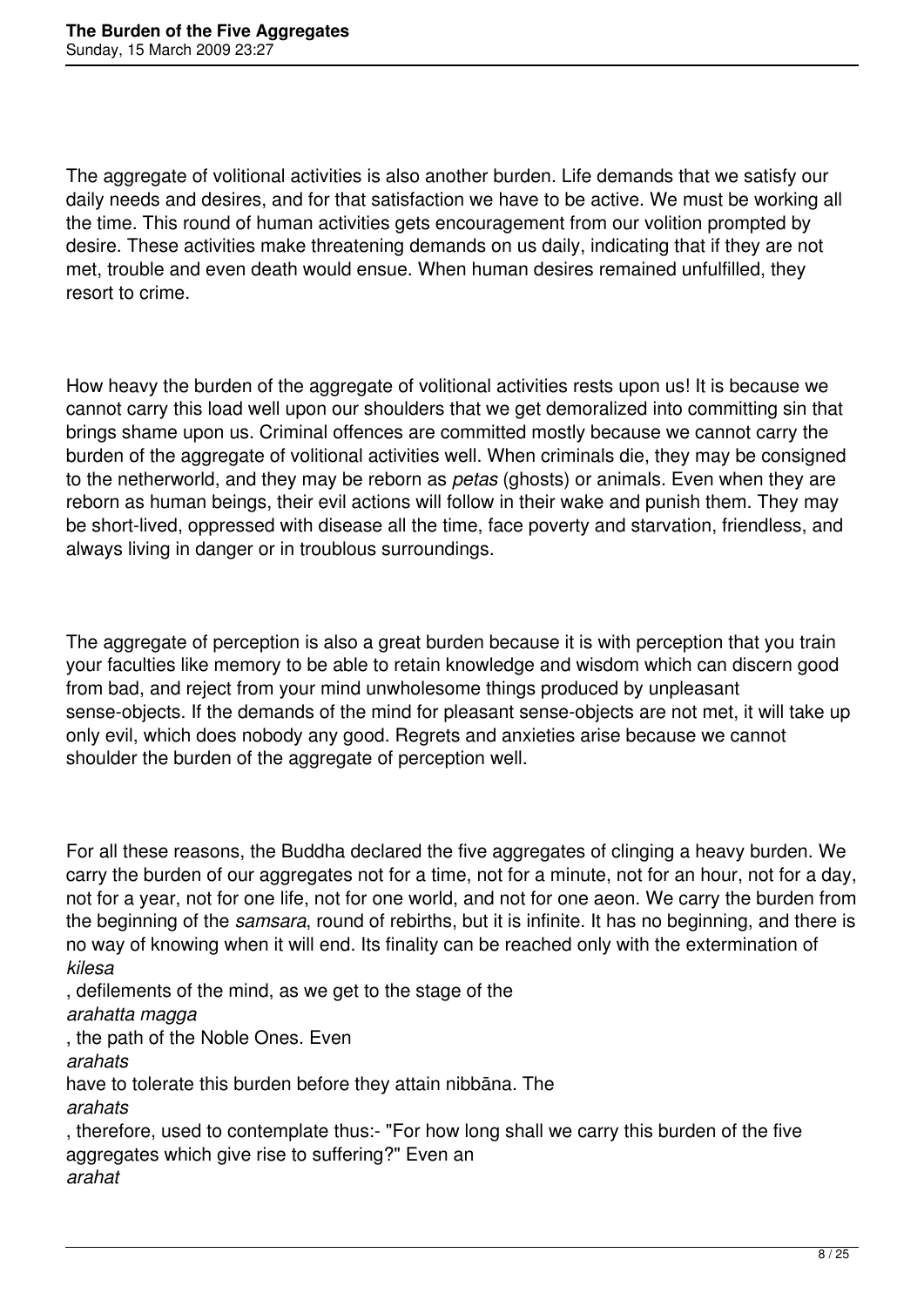The aggregate of volitional activities is also another burden. Life demands that we satisfy our daily needs and desires, and for that satisfaction we have to be active. We must be working all the time. This round of human activities gets encouragement from our volition prompted by desire. These activities make threatening demands on us daily, indicating that if they are not met, trouble and even death would ensue. When human desires remained unfulfilled, they resort to crime.

How heavy the burden of the aggregate of volitional activities rests upon us! It is because we cannot carry this load well upon our shoulders that we get demoralized into committing sin that brings shame upon us. Criminal offences are committed mostly because we cannot carry the burden of the aggregate of volitional activities well. When criminals die, they may be consigned to the netherworld, and they may be reborn as *petas* (ghosts) or animals. Even when they are reborn as human beings, their evil actions will follow in their wake and punish them. They may be short-lived, oppressed with disease all the time, face poverty and starvation, friendless, and always living in danger or in troublous surroundings.

The aggregate of perception is also a great burden because it is with perception that you train your faculties like memory to be able to retain knowledge and wisdom which can discern good from bad, and reject from your mind unwholesome things produced by unpleasant sense-objects. If the demands of the mind for pleasant sense-objects are not met, it will take up only evil, which does nobody any good. Regrets and anxieties arise because we cannot shoulder the burden of the aggregate of perception well.

For all these reasons, the Buddha declared the five aggregates of clinging a heavy burden. We carry the burden of our aggregates not for a time, not for a minute, not for an hour, not for a day, not for a year, not for one life, not for one world, and not for one aeon. We carry the burden from the beginning of the *samsara*, round of rebirths, but it is infinite. It has no beginning, and there is no way of knowing when it will end. Its finality can be reached only with the extermination of *kilesa*, defilements of the mind, as we get to the stage of the *arahatta magga*, the path of the Noble Ones. Even *arahats* have to tolerate this burden before they attain nibbāna. The *arahats*, therefore, used to contemplate thus:- "For how long shall we carry this burden of the five aggregates which give rise to suffering?" Even an *arahat*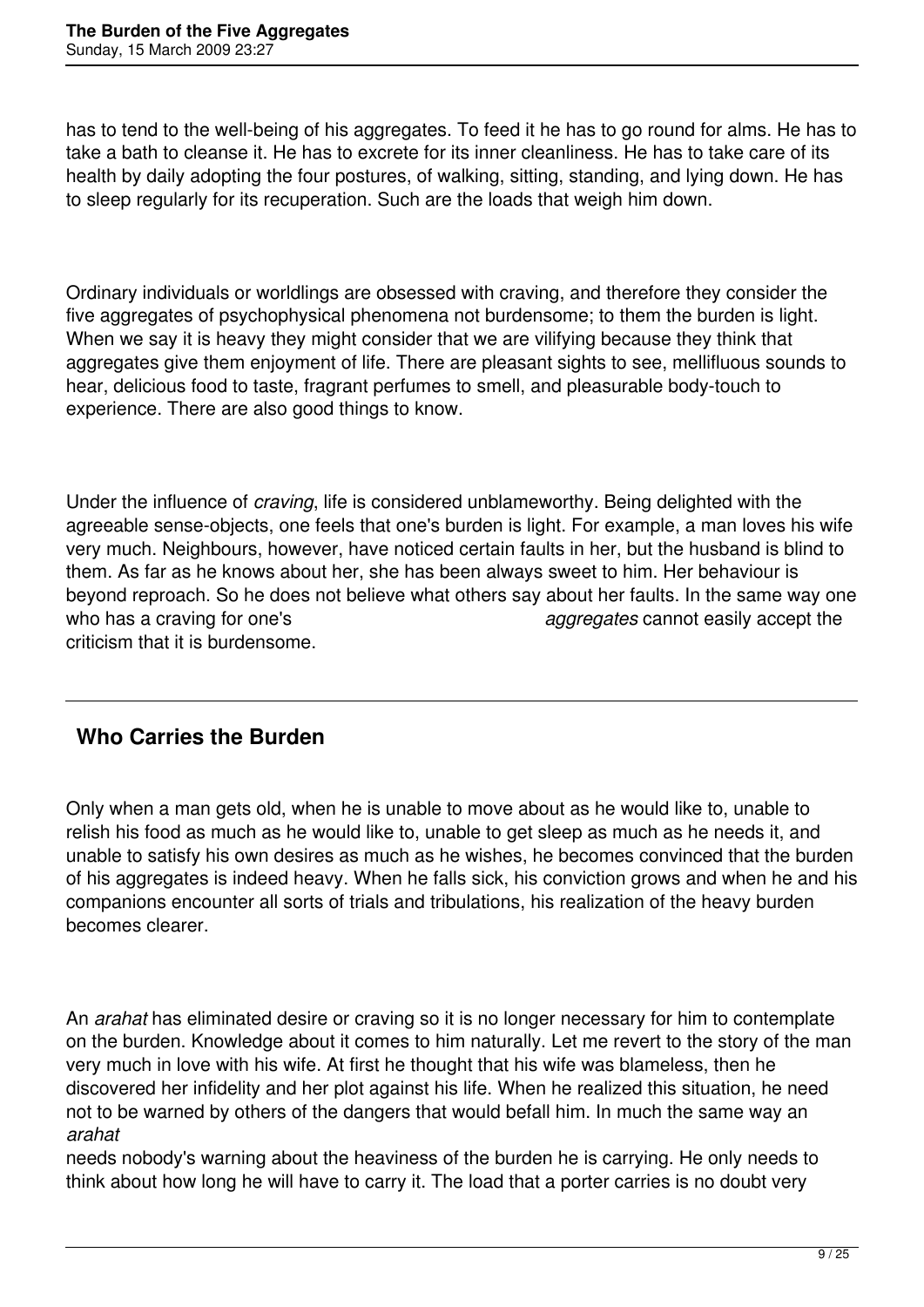has to tend to the well-being of his aggregates. To feed it he has to go round for alms. He has to take a bath to cleanse it. He has to excrete for its inner cleanliness. He has to take care of its health by daily adopting the four postures, of walking, sitting, standing, and lying down. He has to sleep regularly for its recuperation. Such are the loads that weigh him down.

Ordinary individuals or worldlings are obsessed with craving, and therefore they consider the five aggregates of psychophysical phenomena not burdensome; to them the burden is light. When we say it is heavy they might consider that we are vilifying because they think that aggregates give them enjoyment of life. There are pleasant sights to see, mellifluous sounds to hear, delicious food to taste, fragrant perfumes to smell, and pleasurable body-touch to experience. There are also good things to know.

Under the influence of *craving*, life is considered unblameworthy. Being delighted with the agreeable sense-objects, one feels that one's burden is light. For example, a man loves his wife very much. Neighbours, however, have noticed certain faults in her, but the husband is blind to them. As far as he knows about her, she has been always sweet to him. Her behaviour is beyond reproach. So he does not believe what others say about her faults. In the same way one who has a craving for one's *aggregates* cannot easily accept the criticism that it is burdensome.

---

## Who Carries the Burden

Only when a man gets old, when he is unable to move about as he would like to, unable to relish his food as much as he would like to, unable to get sleep as much as he needs it, and unable to satisfy his own desires as much as he wishes, he becomes convinced that the burden of his aggregates is indeed heavy. When he falls sick, his conviction grows and when he and his companions encounter all sorts of trials and tribulations, his realization of the heavy burden becomes clearer.

An *arahat* has eliminated desire or craving so it is no longer necessary for him to contemplate on the burden. Knowledge about it comes to him naturally. Let me revert to the story of the man very much in love with his wife. At first he thought that his wife was blameless, then he discovered her infidelity and her plot against his life. When he realized this situation, he need not to be warned by others of the dangers that would befall him. In much the same way an *arahat* needs nobody's warning about the heaviness of the burden he is carrying. He only needs to think about how long he will have to carry it. The load that a porter carries is no doubt very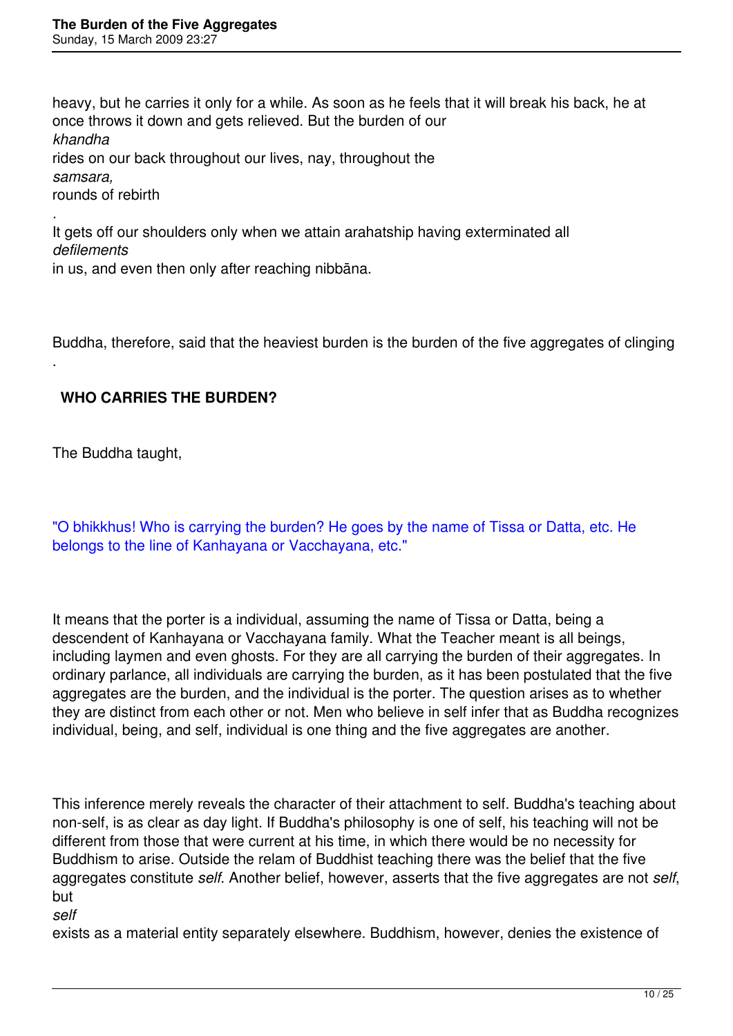heavy, but he carries it only for a while. As soon as he feels that it will break his back, he at once throws it down and gets relieved. But the burden of our *khandha* rides on our back throughout our lives, nay, throughout the *samsara,* rounds of rebirth. It gets off our shoulders only when we attain arahatship having exterminated all *defilements* in us, and even then only after reaching nibbāna.

Buddha, therefore, said that the heaviest burden is the burden of the five aggregates of clinging.

## WHO CARRIES THE BURDEN?

The Buddha taught,

"O bhikkhus! Who is carrying the burden? He goes by the name of Tissa or Datta, etc. He belongs to the line of Kanhayana or Vacchayana, etc."

It means that the porter is a individual, assuming the name of Tissa or Datta, being a descendent of Kanhayana or Vacchayana family. What the Teacher meant is all beings, including laymen and even ghosts. For they are all carrying the burden of their aggregates. In ordinary parlance, all individuals are carrying the burden, as it has been postulated that the five aggregates are the burden, and the individual is the porter. The question arises as to whether they are distinct from each other or not. Men who believe in self infer that as Buddha recognizes individual, being, and self, individual is one thing and the five aggregates are another.

This inference merely reveals the character of their attachment to self. Buddha's teaching about non-self, is as clear as day light. If Buddha's philosophy is one of self, his teaching will not be different from those that were current at his time, in which there would be no necessity for Buddhism to arise. Outside the relam of Buddhist teaching there was the belief that the five aggregates constitute *self.* Another belief, however, asserts that the five aggregates are not *self*, but *self* exists as a material entity separately elsewhere. Buddhism, however, denies the existence of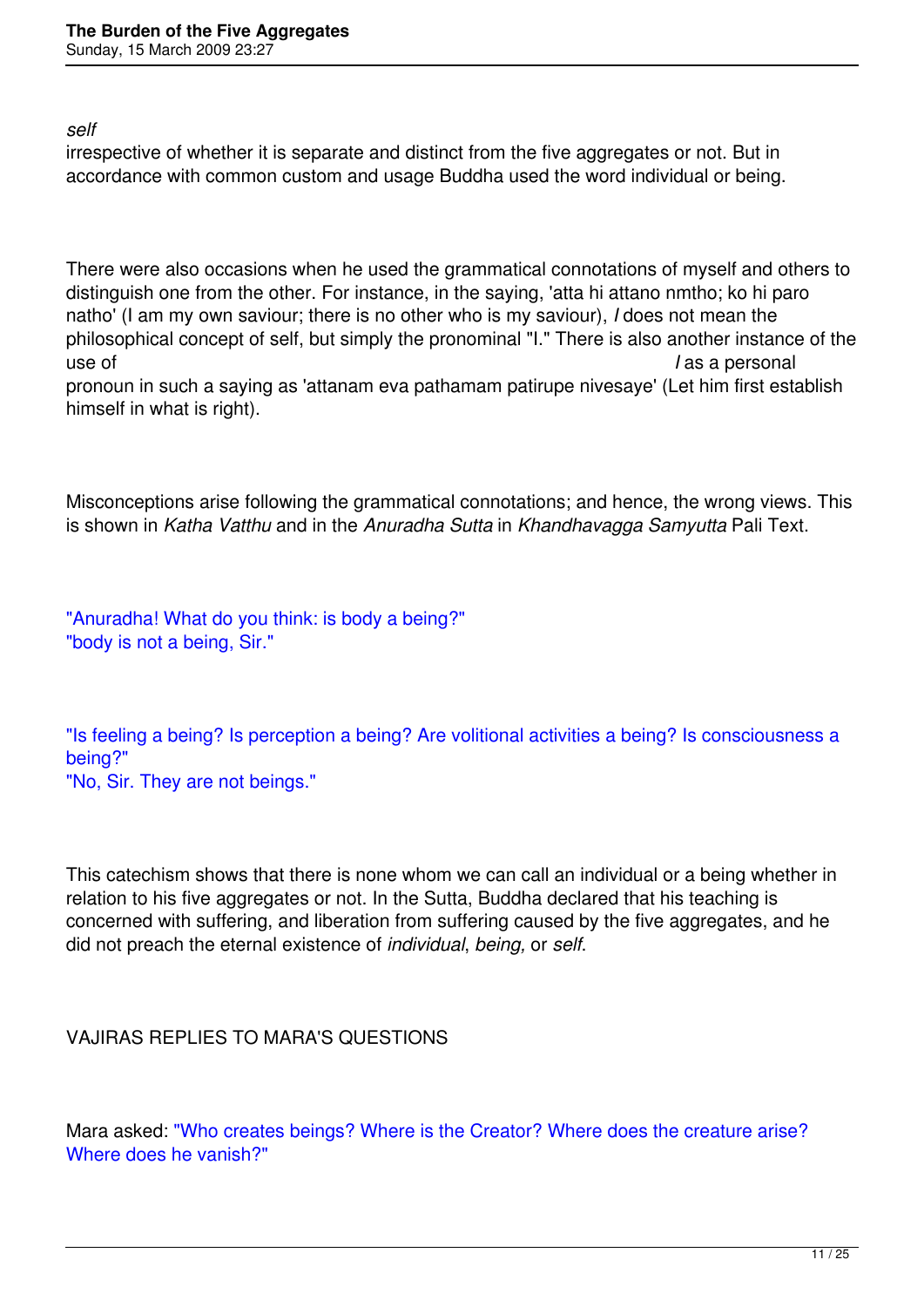*self* irrespective of whether it is separate and distinct from the five aggregates or not. But in accordance with common custom and usage Buddha used the word individual or being.

There were also occasions when he used the grammatical connotations of myself and others to distinguish one from the other. For instance, in the saying, 'atta hi attano nmtho; ko hi paro natho' (I am my own saviour; there is no other who is my saviour), *I* does not mean the philosophical concept of self, but simply the pronominal "I." There is also another instance of the use of *I* as a personal pronoun in such a saying as 'attanam eva pathamam patirupe nivesaye' (Let him first establish himself in what is right).

Misconceptions arise following the grammatical connotations; and hence, the wrong views. This is shown in *Katha Vatthu* and in the *Anuradha Sutta* in *Khandhavagga Samyutta* Pali Text.

"Anuradha! What do you think: is body a being?"
"body is not a being, Sir."

"Is feeling a being? Is perception a being? Are volitional activities a being? Is consciousness a being?"
"No, Sir. They are not beings."

This catechism shows that there is none whom we can call an individual or a being whether in relation to his five aggregates or not. In the Sutta, Buddha declared that his teaching is concerned with suffering, and liberation from suffering caused by the five aggregates, and he did not preach the eternal existence of *individual*, *being,* or *self*.

VAJIRAS REPLIES TO MARA'S QUESTIONS

Mara asked: "Who creates beings? Where is the Creator? Where does the creature arise? Where does he vanish?"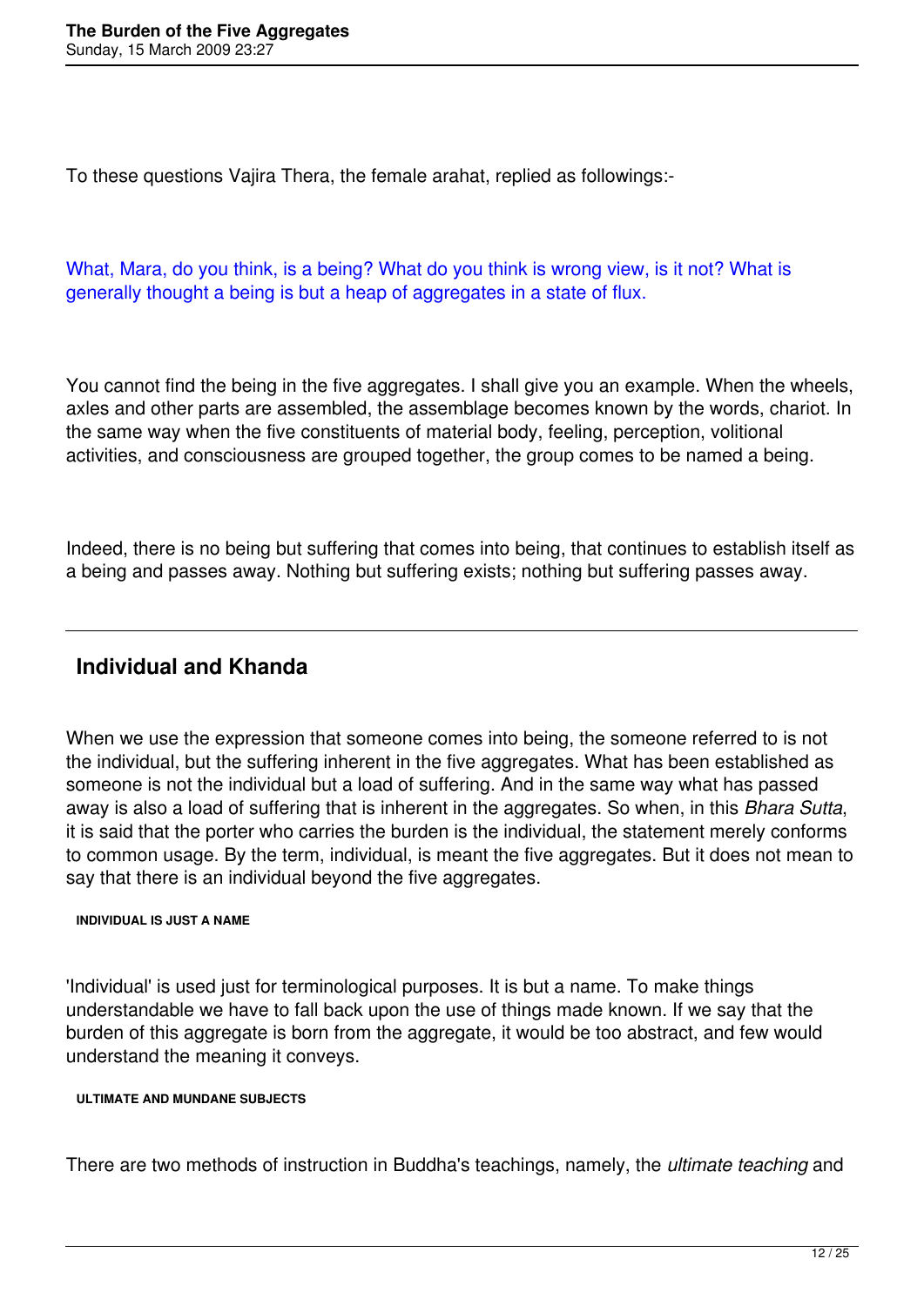To these questions Vajira Thera, the female arahat, replied as followings:-

What, Mara, do you think, is a being? What do you think is wrong view, is it not? What is generally thought a being is but a heap of aggregates in a state of flux.

You cannot find the being in the five aggregates. I shall give you an example. When the wheels, axles and other parts are assembled, the assemblage becomes known by the words, chariot. In the same way when the five constituents of material body, feeling, perception, volitional activities, and consciousness are grouped together, the group comes to be named a being.

Indeed, there is no being but suffering that comes into being, that continues to establish itself as a being and passes away. Nothing but suffering exists; nothing but suffering passes away.

---

## Individual and Khanda

When we use the expression that someone comes into being, the someone referred to is not the individual, but the suffering inherent in the five aggregates. What has been established as someone is not the individual but a load of suffering. And in the same way what has passed away is also a load of suffering that is inherent in the aggregates. So when, in this *Bhara Sutta*, it is said that the porter who carries the burden is the individual, the statement merely conforms to common usage. By the term, individual, is meant the five aggregates. But it does not mean to say that there is an individual beyond the five aggregates.

###### INDIVIDUAL IS JUST A NAME

'Individual' is used just for terminological purposes. It is but a name. To make things understandable we have to fall back upon the use of things made known. If we say that the burden of this aggregate is born from the aggregate, it would be too abstract, and few would understand the meaning it conveys.

###### ULTIMATE AND MUNDANE SUBJECTS

There are two methods of instruction in Buddha's teachings, namely, the *ultimate teaching* and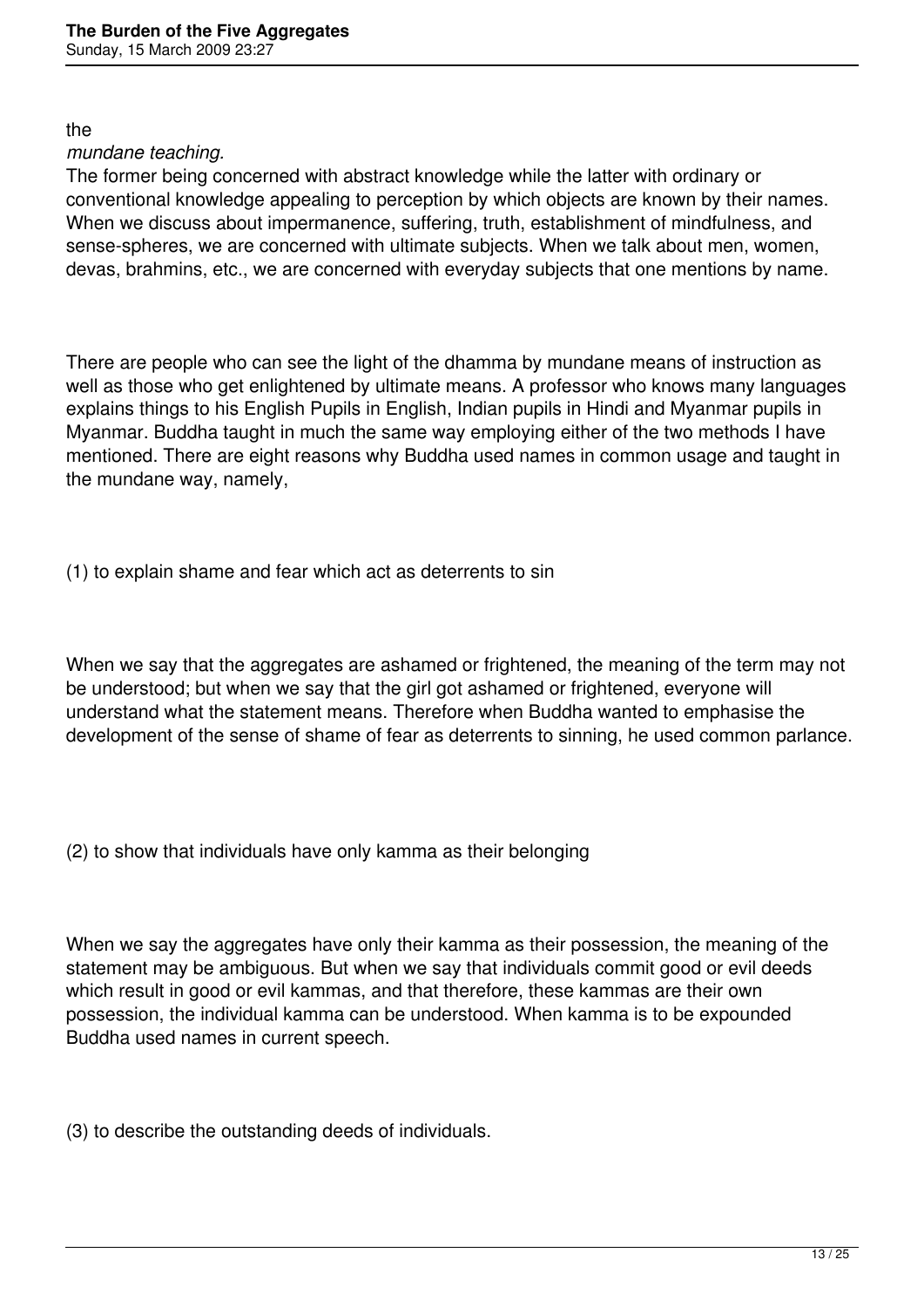the

*mundane teaching.*

The former being concerned with abstract knowledge while the latter with ordinary or conventional knowledge appealing to perception by which objects are known by their names. When we discuss about impermanence, suffering, truth, establishment of mindfulness, and sense-spheres, we are concerned with ultimate subjects. When we talk about men, women, devas, brahmins, etc., we are concerned with everyday subjects that one mentions by name.

There are people who can see the light of the dhamma by mundane means of instruction as well as those who get enlightened by ultimate means. A professor who knows many languages explains things to his English Pupils in English, Indian pupils in Hindi and Myanmar pupils in Myanmar. Buddha taught in much the same way employing either of the two methods I have mentioned. There are eight reasons why Buddha used names in common usage and taught in the mundane way, namely,

(1) to explain shame and fear which act as deterrents to sin

When we say that the aggregates are ashamed or frightened, the meaning of the term may not be understood; but when we say that the girl got ashamed or frightened, everyone will understand what the statement means. Therefore when Buddha wanted to emphasise the development of the sense of shame of fear as deterrents to sinning, he used common parlance.

(2) to show that individuals have only kamma as their belonging

When we say the aggregates have only their kamma as their possession, the meaning of the statement may be ambiguous. But when we say that individuals commit good or evil deeds which result in good or evil kammas, and that therefore, these kammas are their own possession, the individual kamma can be understood. When kamma is to be expounded Buddha used names in current speech.

(3) to describe the outstanding deeds of individuals.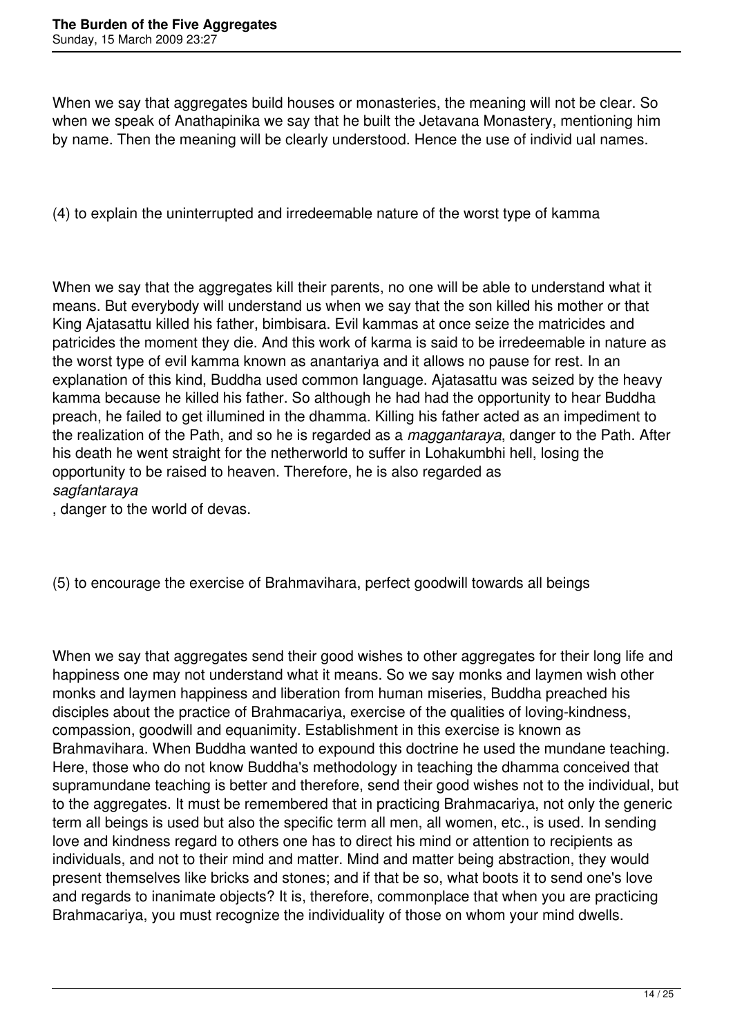When we say that aggregates build houses or monasteries, the meaning will not be clear. So when we speak of Anathapinika we say that he built the Jetavana Monastery, mentioning him by name. Then the meaning will be clearly understood. Hence the use of individ ual names.

(4) to explain the uninterrupted and irredeemable nature of the worst type of kamma

When we say that the aggregates kill their parents, no one will be able to understand what it means. But everybody will understand us when we say that the son killed his mother or that King Ajatasattu killed his father, bimbisara. Evil kammas at once seize the matricides and patricides the moment they die. And this work of karma is said to be irredeemable in nature as the worst type of evil kamma known as anantariya and it allows no pause for rest. In an explanation of this kind, Buddha used common language. Ajatasattu was seized by the heavy kamma because he killed his father. So although he had had the opportunity to hear Buddha preach, he failed to get illumined in the dhamma. Killing his father acted as an impediment to the realization of the Path, and so he is regarded as a *maggantaraya*, danger to the Path. After his death he went straight for the netherworld to suffer in Lohakumbhi hell, losing the opportunity to be raised to heaven. Therefore, he is also regarded as *sagfantaraya*, danger to the world of devas.

(5) to encourage the exercise of Brahmavihara, perfect goodwill towards all beings

When we say that aggregates send their good wishes to other aggregates for their long life and happiness one may not understand what it means. So we say monks and laymen wish other monks and laymen happiness and liberation from human miseries, Buddha preached his disciples about the practice of Brahmacariya, exercise of the qualities of loving-kindness, compassion, goodwill and equanimity. Establishment in this exercise is known as Brahmavihara. When Buddha wanted to expound this doctrine he used the mundane teaching. Here, those who do not know Buddha's methodology in teaching the dhamma conceived that supramundane teaching is better and therefore, send their good wishes not to the individual, but to the aggregates. It must be remembered that in practicing Brahmacariya, not only the generic term all beings is used but also the specific term all men, all women, etc., is used. In sending love and kindness regard to others one has to direct his mind or attention to recipients as individuals, and not to their mind and matter. Mind and matter being abstraction, they would present themselves like bricks and stones; and if that be so, what boots it to send one's love and regards to inanimate objects? It is, therefore, commonplace that when you are practicing Brahmacariya, you must recognize the individuality of those on whom your mind dwells.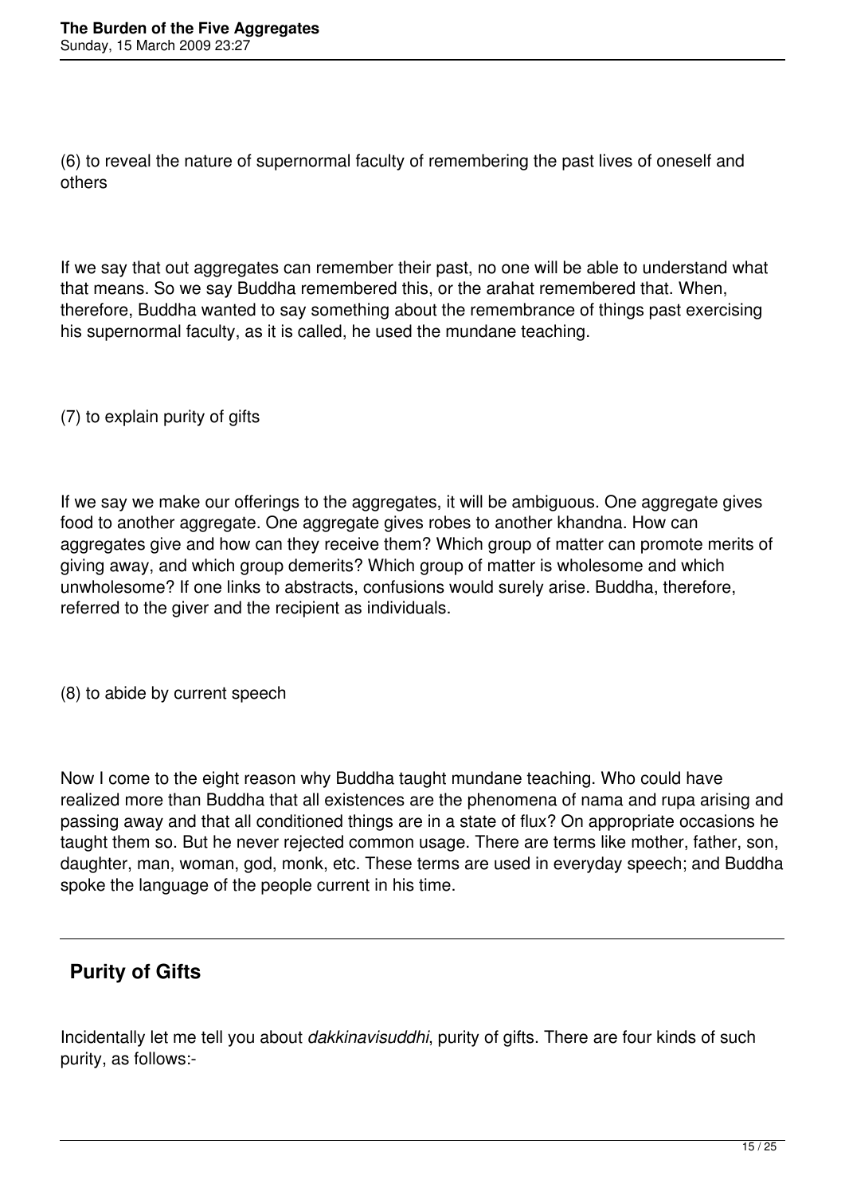(6) to reveal the nature of supernormal faculty of remembering the past lives of oneself and others

If we say that out aggregates can remember their past, no one will be able to understand what that means. So we say Buddha remembered this, or the arahat remembered that. When, therefore, Buddha wanted to say something about the remembrance of things past exercising his supernormal faculty, as it is called, he used the mundane teaching.

(7) to explain purity of gifts

If we say we make our offerings to the aggregates, it will be ambiguous. One aggregate gives food to another aggregate. One aggregate gives robes to another khandna. How can aggregates give and how can they receive them? Which group of matter can promote merits of giving away, and which group demerits? Which group of matter is wholesome and which unwholesome? If one links to abstracts, confusions would surely arise. Buddha, therefore, referred to the giver and the recipient as individuals.

(8) to abide by current speech

Now I come to the eight reason why Buddha taught mundane teaching. Who could have realized more than Buddha that all existences are the phenomena of nama and rupa arising and passing away and that all conditioned things are in a state of flux? On appropriate occasions he taught them so. But he never rejected common usage. There are terms like mother, father, son, daughter, man, woman, god, monk, etc. These terms are used in everyday speech; and Buddha spoke the language of the people current in his time.

---

## Purity of Gifts

Incidentally let me tell you about *dakkinavisuddhi*, purity of gifts. There are four kinds of such purity, as follows:-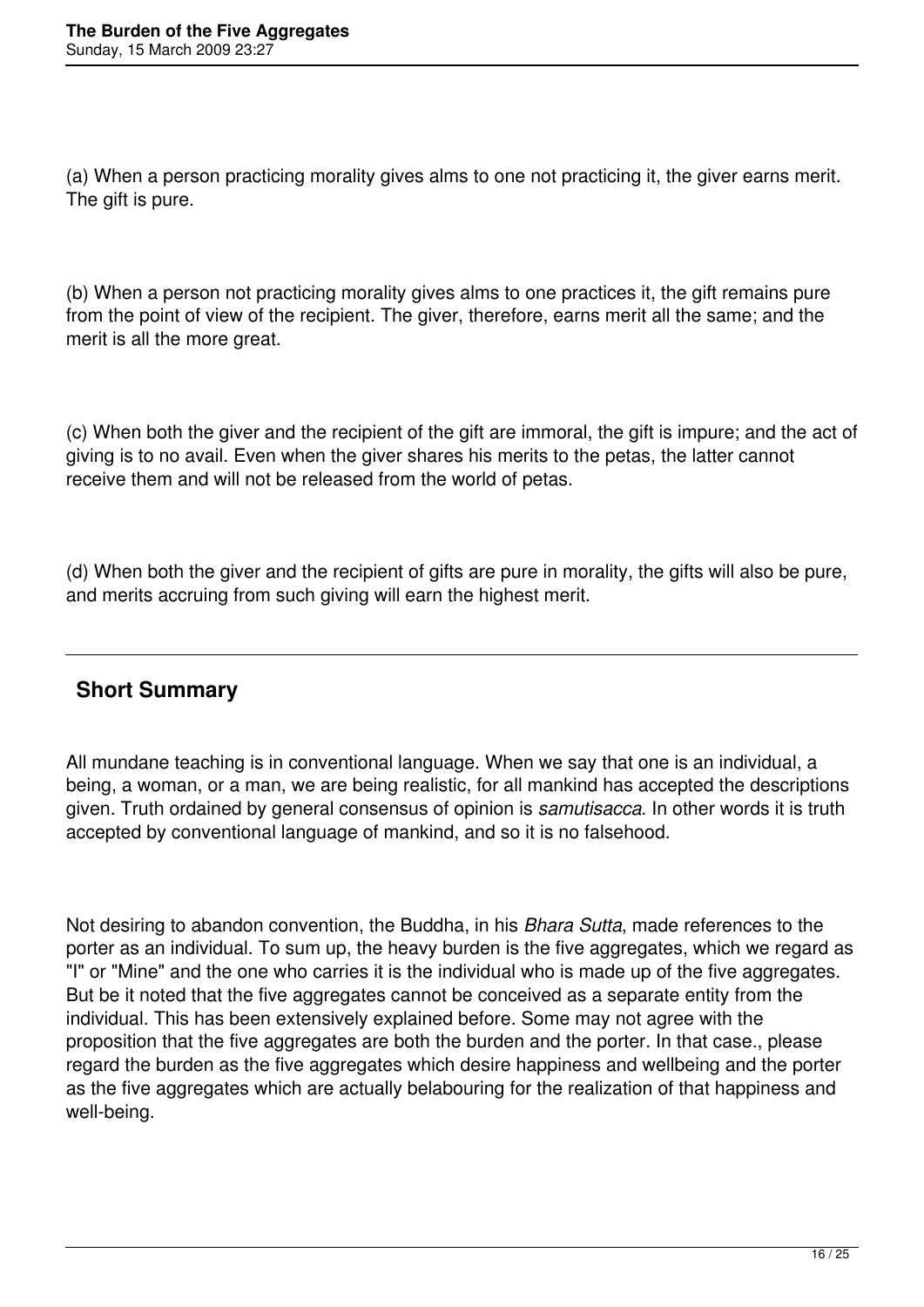(a) When a person practicing morality gives alms to one not practicing it, the giver earns merit. The gift is pure.

(b) When a person not practicing morality gives alms to one practices it, the gift remains pure from the point of view of the recipient. The giver, therefore, earns merit all the same; and the merit is all the more great.

(c) When both the giver and the recipient of the gift are immoral, the gift is impure; and the act of giving is to no avail. Even when the giver shares his merits to the petas, the latter cannot receive them and will not be released from the world of petas.

(d) When both the giver and the recipient of gifts are pure in morality, the gifts will also be pure, and merits accruing from such giving will earn the highest merit.

---

## Short Summary

All mundane teaching is in conventional language. When we say that one is an individual, a being, a woman, or a man, we are being realistic, for all mankind has accepted the descriptions given. Truth ordained by general consensus of opinion is *samutisacca*. In other words it is truth accepted by conventional language of mankind, and so it is no falsehood.

Not desiring to abandon convention, the Buddha, in his *Bhara Sutta*, made references to the porter as an individual. To sum up, the heavy burden is the five aggregates, which we regard as "I" or "Mine" and the one who carries it is the individual who is made up of the five aggregates. But be it noted that the five aggregates cannot be conceived as a separate entity from the individual. This has been extensively explained before. Some may not agree with the proposition that the five aggregates are both the burden and the porter. In that case., please regard the burden as the five aggregates which desire happiness and wellbeing and the porter as the five aggregates which are actually belabouring for the realization of that happiness and well-being.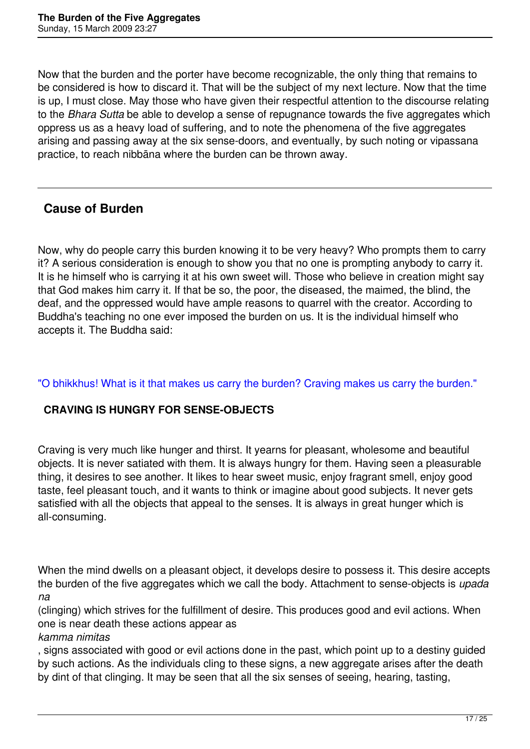Now that the burden and the porter have become recognizable, the only thing that remains to be considered is how to discard it. That will be the subject of my next lecture. Now that the time is up, I must close. May those who have given their respectful attention to the discourse relating to the *Bhara Sutta* be able to develop a sense of repugnance towards the five aggregates which oppress us as a heavy load of suffering, and to note the phenomena of the five aggregates arising and passing away at the six sense-doors, and eventually, by such noting or vipassana practice, to reach nibbāna where the burden can be thrown away.

---

## Cause of Burden

Now, why do people carry this burden knowing it to be very heavy? Who prompts them to carry it? A serious consideration is enough to show you that no one is prompting anybody to carry it. It is he himself who is carrying it at his own sweet will. Those who believe in creation might say that God makes him carry it. If that be so, the poor, the diseased, the maimed, the blind, the deaf, and the oppressed would have ample reasons to quarrel with the creator. According to Buddha's teaching no one ever imposed the burden on us. It is the individual himself who accepts it. The Buddha said:

"O bhikkhus! What is it that makes us carry the burden? Craving makes us carry the burden."

### CRAVING IS HUNGRY FOR SENSE-OBJECTS

Craving is very much like hunger and thirst. It yearns for pleasant, wholesome and beautiful objects. It is never satiated with them. It is always hungry for them. Having seen a pleasurable thing, it desires to see another. It likes to hear sweet music, enjoy fragrant smell, enjoy good taste, feel pleasant touch, and it wants to think or imagine about good subjects. It never gets satisfied with all the objects that appeal to the senses. It is always in great hunger which is all-consuming.

When the mind dwells on a pleasant object, it develops desire to possess it. This desire accepts the burden of the five aggregates which we call the body. Attachment to sense-objects is *upadana* (clinging) which strives for the fulfillment of desire. This produces good and evil actions. When one is near death these actions appear as *kamma nimitas*, signs associated with good or evil actions done in the past, which point up to a destiny guided by such actions. As the individuals cling to these signs, a new aggregate arises after the death by dint of that clinging. It may be seen that all the six senses of seeing, hearing, tasting,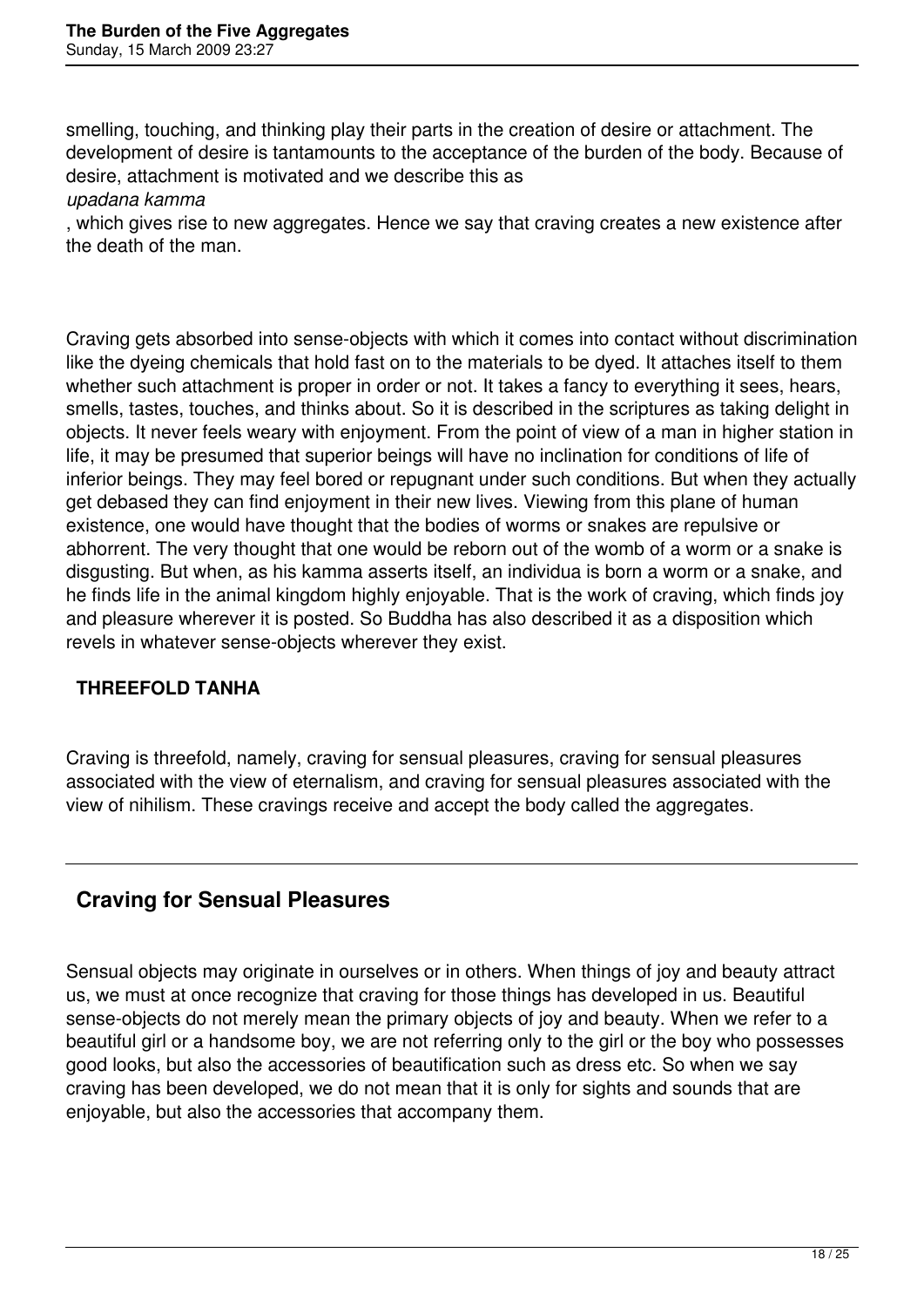smelling, touching, and thinking play their parts in the creation of desire or attachment. The development of desire is tantamounts to the acceptance of the burden of the body. Because of desire, attachment is motivated and we describe this as *upadana kamma*, which gives rise to new aggregates. Hence we say that craving creates a new existence after the death of the man.

Craving gets absorbed into sense-objects with which it comes into contact without discrimination like the dyeing chemicals that hold fast on to the materials to be dyed. It attaches itself to them whether such attachment is proper in order or not. It takes a fancy to everything it sees, hears, smells, tastes, touches, and thinks about. So it is described in the scriptures as taking delight in objects. It never feels weary with enjoyment. From the point of view of a man in higher station in life, it may be presumed that superior beings will have no inclination for conditions of life of inferior beings. They may feel bored or repugnant under such conditions. But when they actually get debased they can find enjoyment in their new lives. Viewing from this plane of human existence, one would have thought that the bodies of worms or snakes are repulsive or abhorrent. The very thought that one would be reborn out of the womb of a worm or a snake is disgusting. But when, as his kamma asserts itself, an individua is born a worm or a snake, and he finds life in the animal kingdom highly enjoyable. That is the work of craving, which finds joy and pleasure wherever it is posted. So Buddha has also described it as a disposition which revels in whatever sense-objects wherever they exist.

**THREEFOLD TANHA**

Craving is threefold, namely, craving for sensual pleasures, craving for sensual pleasures associated with the view of eternalism, and craving for sensual pleasures associated with the view of nihilism. These cravings receive and accept the body called the aggregates.

---

## Craving for Sensual Pleasures

Sensual objects may originate in ourselves or in others. When things of joy and beauty attract us, we must at once recognize that craving for those things has developed in us. Beautiful sense-objects do not merely mean the primary objects of joy and beauty. When we refer to a beautiful girl or a handsome boy, we are not referring only to the girl or the boy who possesses good looks, but also the accessories of beautification such as dress etc. So when we say craving has been developed, we do not mean that it is only for sights and sounds that are enjoyable, but also the accessories that accompany them.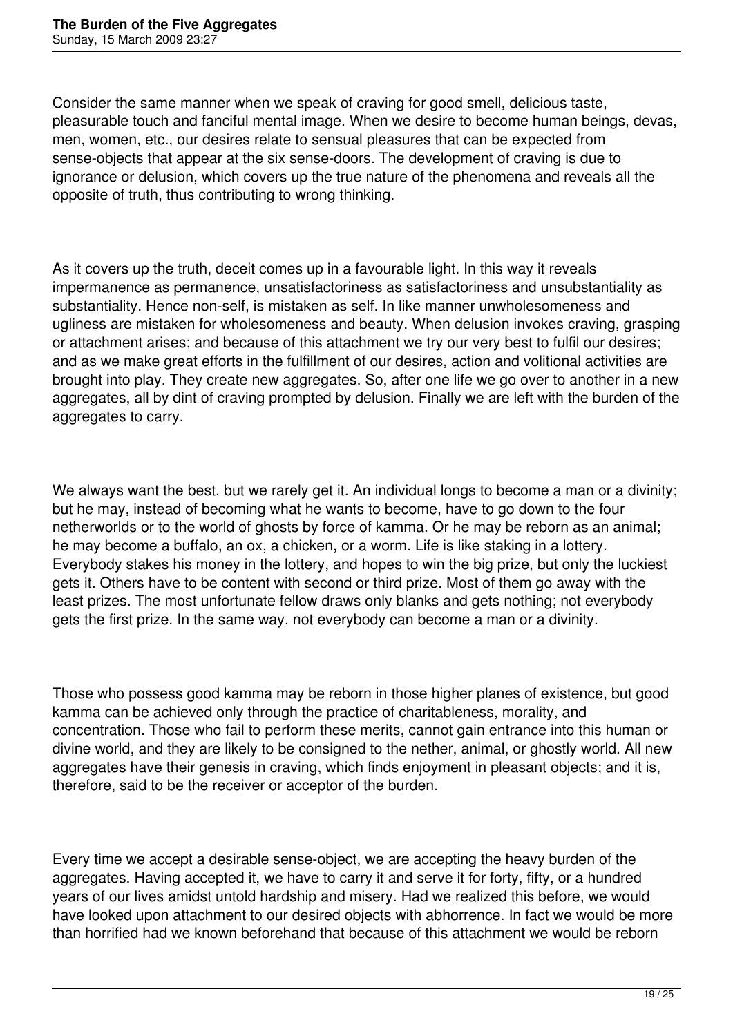Consider the same manner when we speak of craving for good smell, delicious taste, pleasurable touch and fanciful mental image. When we desire to become human beings, devas, men, women, etc., our desires relate to sensual pleasures that can be expected from sense-objects that appear at the six sense-doors. The development of craving is due to ignorance or delusion, which covers up the true nature of the phenomena and reveals all the opposite of truth, thus contributing to wrong thinking.

As it covers up the truth, deceit comes up in a favourable light. In this way it reveals impermanence as permanence, unsatisfactoriness as satisfactoriness and unsubstantiality as substantiality. Hence non-self, is mistaken as self. In like manner unwholesomeness and ugliness are mistaken for wholesomeness and beauty. When delusion invokes craving, grasping or attachment arises; and because of this attachment we try our very best to fulfil our desires; and as we make great efforts in the fulfillment of our desires, action and volitional activities are brought into play. They create new aggregates. So, after one life we go over to another in a new aggregates, all by dint of craving prompted by delusion. Finally we are left with the burden of the aggregates to carry.

We always want the best, but we rarely get it. An individual longs to become a man or a divinity; but he may, instead of becoming what he wants to become, have to go down to the four netherworlds or to the world of ghosts by force of kamma. Or he may be reborn as an animal; he may become a buffalo, an ox, a chicken, or a worm. Life is like staking in a lottery. Everybody stakes his money in the lottery, and hopes to win the big prize, but only the luckiest gets it. Others have to be content with second or third prize. Most of them go away with the least prizes. The most unfortunate fellow draws only blanks and gets nothing; not everybody gets the first prize. In the same way, not everybody can become a man or a divinity.

Those who possess good kamma may be reborn in those higher planes of existence, but good kamma can be achieved only through the practice of charitableness, morality, and concentration. Those who fail to perform these merits, cannot gain entrance into this human or divine world, and they are likely to be consigned to the nether, animal, or ghostly world. All new aggregates have their genesis in craving, which finds enjoyment in pleasant objects; and it is, therefore, said to be the receiver or acceptor of the burden.

Every time we accept a desirable sense-object, we are accepting the heavy burden of the aggregates. Having accepted it, we have to carry it and serve it for forty, fifty, or a hundred years of our lives amidst untold hardship and misery. Had we realized this before, we would have looked upon attachment to our desired objects with abhorrence. In fact we would be more than horrified had we known beforehand that because of this attachment we would be reborn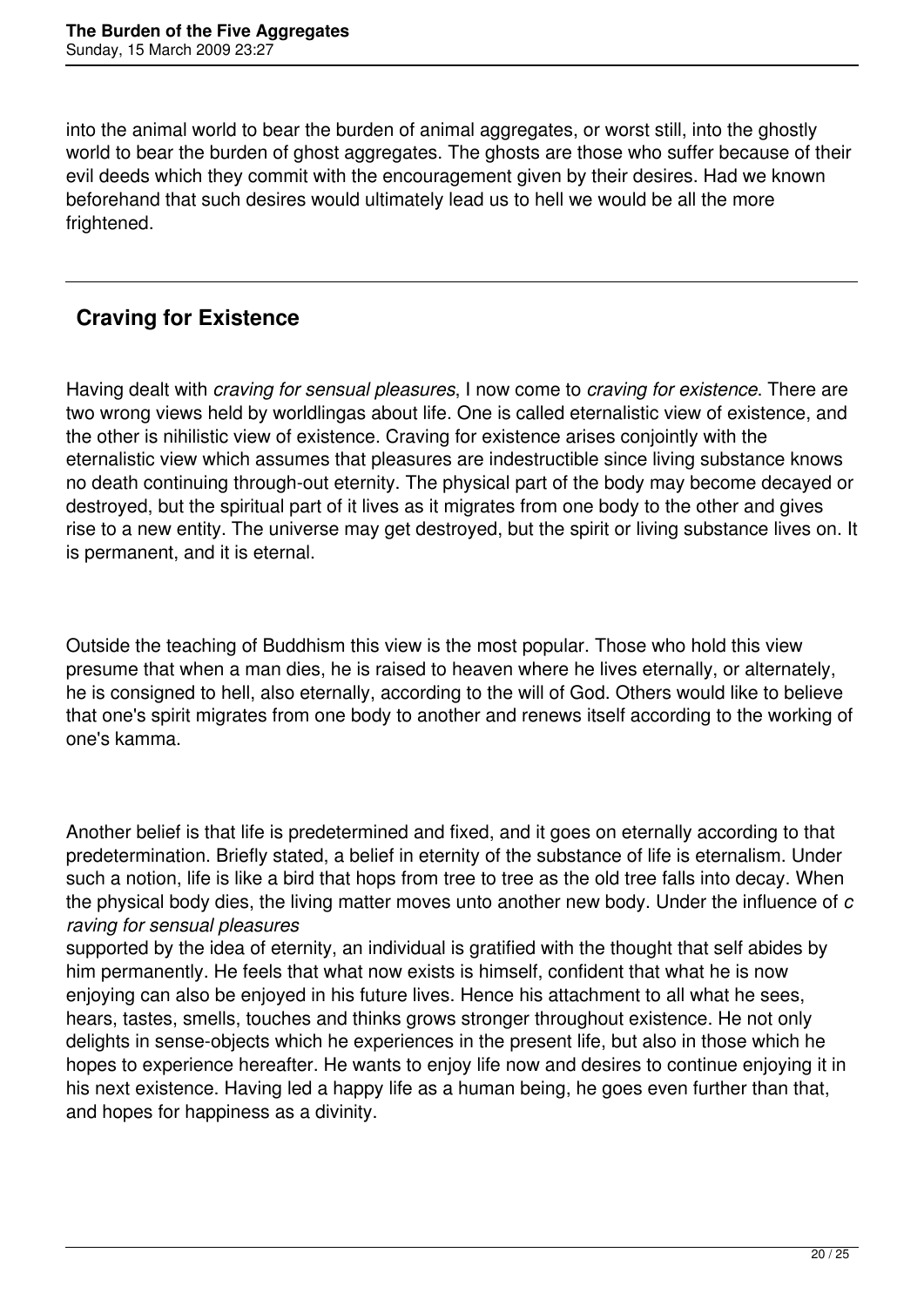into the animal world to bear the burden of animal aggregates, or worst still, into the ghostly world to bear the burden of ghost aggregates. The ghosts are those who suffer because of their evil deeds which they commit with the encouragement given by their desires. Had we known beforehand that such desires would ultimately lead us to hell we would be all the more frightened.

---

## Craving for Existence

Having dealt with *craving for sensual pleasures*, I now come to *craving for existence*. There are two wrong views held by worldlingas about life. One is called eternalistic view of existence, and the other is nihilistic view of existence. Craving for existence arises conjointly with the eternalistic view which assumes that pleasures are indestructible since living substance knows no death continuing through-out eternity. The physical part of the body may become decayed or destroyed, but the spiritual part of it lives as it migrates from one body to the other and gives rise to a new entity. The universe may get destroyed, but the spirit or living substance lives on. It is permanent, and it is eternal.

Outside the teaching of Buddhism this view is the most popular. Those who hold this view presume that when a man dies, he is raised to heaven where he lives eternally, or alternately, he is consigned to hell, also eternally, according to the will of God. Others would like to believe that one's spirit migrates from one body to another and renews itself according to the working of one's kamma.

Another belief is that life is predetermined and fixed, and it goes on eternally according to that predetermination. Briefly stated, a belief in eternity of the substance of life is eternalism. Under such a notion, life is like a bird that hops from tree to tree as the old tree falls into decay. When the physical body dies, the living matter moves unto another new body. Under the influence of *craving for sensual pleasures* supported by the idea of eternity, an individual is gratified with the thought that self abides by him permanently. He feels that what now exists is himself, confident that what he is now enjoying can also be enjoyed in his future lives. Hence his attachment to all what he sees, hears, tastes, smells, touches and thinks grows stronger throughout existence. He not only delights in sense-objects which he experiences in the present life, but also in those which he hopes to experience hereafter. He wants to enjoy life now and desires to continue enjoying it in his next existence. Having led a happy life as a human being, he goes even further than that, and hopes for happiness as a divinity.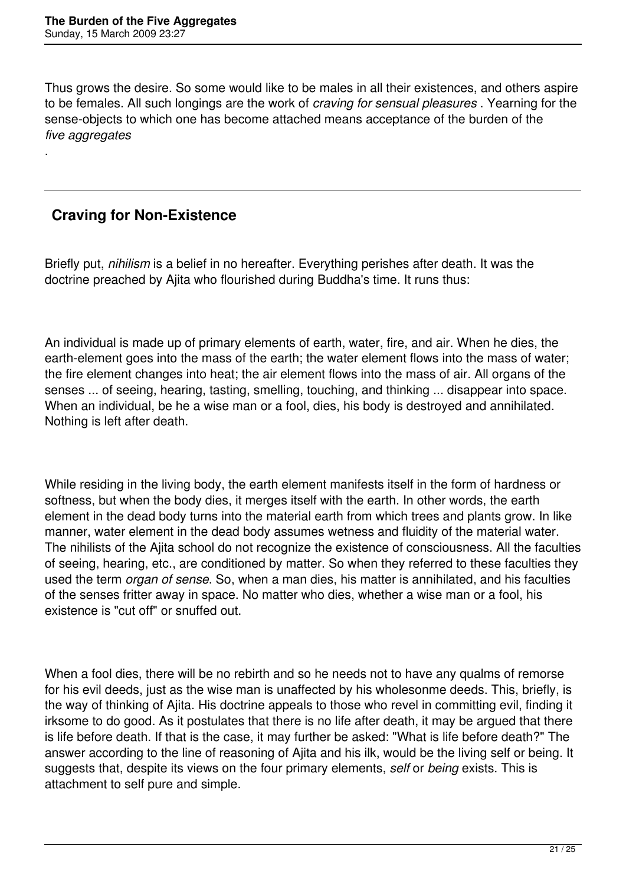Thus grows the desire. So some would like to be males in all their existences, and others aspire to be females. All such longings are the work of *craving for sensual pleasures* . Yearning for the sense-objects to which one has become attached means acceptance of the burden of the *five aggregates*

.

---

## Craving for Non-Existence

Briefly put, *nihilism* is a belief in no hereafter. Everything perishes after death. It was the doctrine preached by Ajita who flourished during Buddha's time. It runs thus:

An individual is made up of primary elements of earth, water, fire, and air. When he dies, the earth-element goes into the mass of the earth; the water element flows into the mass of water; the fire element changes into heat; the air element flows into the mass of air. All organs of the senses ... of seeing, hearing, tasting, smelling, touching, and thinking ... disappear into space. When an individual, be he a wise man or a fool, dies, his body is destroyed and annihilated. Nothing is left after death.

While residing in the living body, the earth element manifests itself in the form of hardness or softness, but when the body dies, it merges itself with the earth. In other words, the earth element in the dead body turns into the material earth from which trees and plants grow. In like manner, water element in the dead body assumes wetness and fluidity of the material water. The nihilists of the Ajita school do not recognize the existence of consciousness. All the faculties of seeing, hearing, etc., are conditioned by matter. So when they referred to these faculties they used the term *organ of sense*. So, when a man dies, his matter is annihilated, and his faculties of the senses fritter away in space. No matter who dies, whether a wise man or a fool, his existence is "cut off" or snuffed out.

When a fool dies, there will be no rebirth and so he needs not to have any qualms of remorse for his evil deeds, just as the wise man is unaffected by his wholesonme deeds. This, briefly, is the way of thinking of Ajita. His doctrine appeals to those who revel in committing evil, finding it irksome to do good. As it postulates that there is no life after death, it may be argued that there is life before death. If that is the case, it may further be asked: "What is life before death?" The answer according to the line of reasoning of Ajita and his ilk, would be the living self or being. It suggests that, despite its views on the four primary elements, *self* or *being* exists. This is attachment to self pure and simple.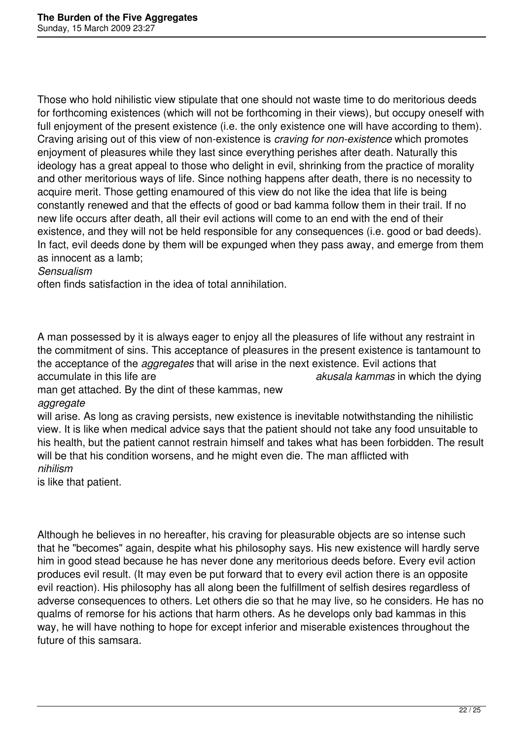Those who hold nihilistic view stipulate that one should not waste time to do meritorious deeds for forthcoming existences (which will not be forthcoming in their views), but occupy oneself with full enjoyment of the present existence (i.e. the only existence one will have according to them). Craving arising out of this view of non-existence is *craving for non-existence* which promotes enjoyment of pleasures while they last since everything perishes after death. Naturally this ideology has a great appeal to those who delight in evil, shrinking from the practice of morality and other meritorious ways of life. Since nothing happens after death, there is no necessity to acquire merit. Those getting enamoured of this view do not like the idea that life is being constantly renewed and that the effects of good or bad kamma follow them in their trail. If no new life occurs after death, all their evil actions will come to an end with the end of their existence, and they will not be held responsible for any consequences (i.e. good or bad deeds). In fact, evil deeds done by them will be expunged when they pass away, and emerge from them as innocent as a lamb; *Sensualism* often finds satisfaction in the idea of total annihilation.

A man possessed by it is always eager to enjoy all the pleasures of life without any restraint in the commitment of sins. This acceptance of pleasures in the present existence is tantamount to the acceptance of the *aggregates* that will arise in the next existence. Evil actions that accumulate in this life are *akusala kammas* in which the dying man get attached. By the dint of these kammas, new *aggregate* will arise. As long as craving persists, new existence is inevitable notwithstanding the nihilistic view. It is like when medical advice says that the patient should not take any food unsuitable to his health, but the patient cannot restrain himself and takes what has been forbidden. The result will be that his condition worsens, and he might even die. The man afflicted with *nihilism* is like that patient.

Although he believes in no hereafter, his craving for pleasurable objects are so intense such that he "becomes" again, despite what his philosophy says. His new existence will hardly serve him in good stead because he has never done any meritorious deeds before. Every evil action produces evil result. (It may even be put forward that to every evil action there is an opposite evil reaction). His philosophy has all along been the fulfillment of selfish desires regardless of adverse consequences to others. Let others die so that he may live, so he considers. He has no qualms of remorse for his actions that harm others. As he develops only bad kammas in this way, he will have nothing to hope for except inferior and miserable existences throughout the future of this samsara.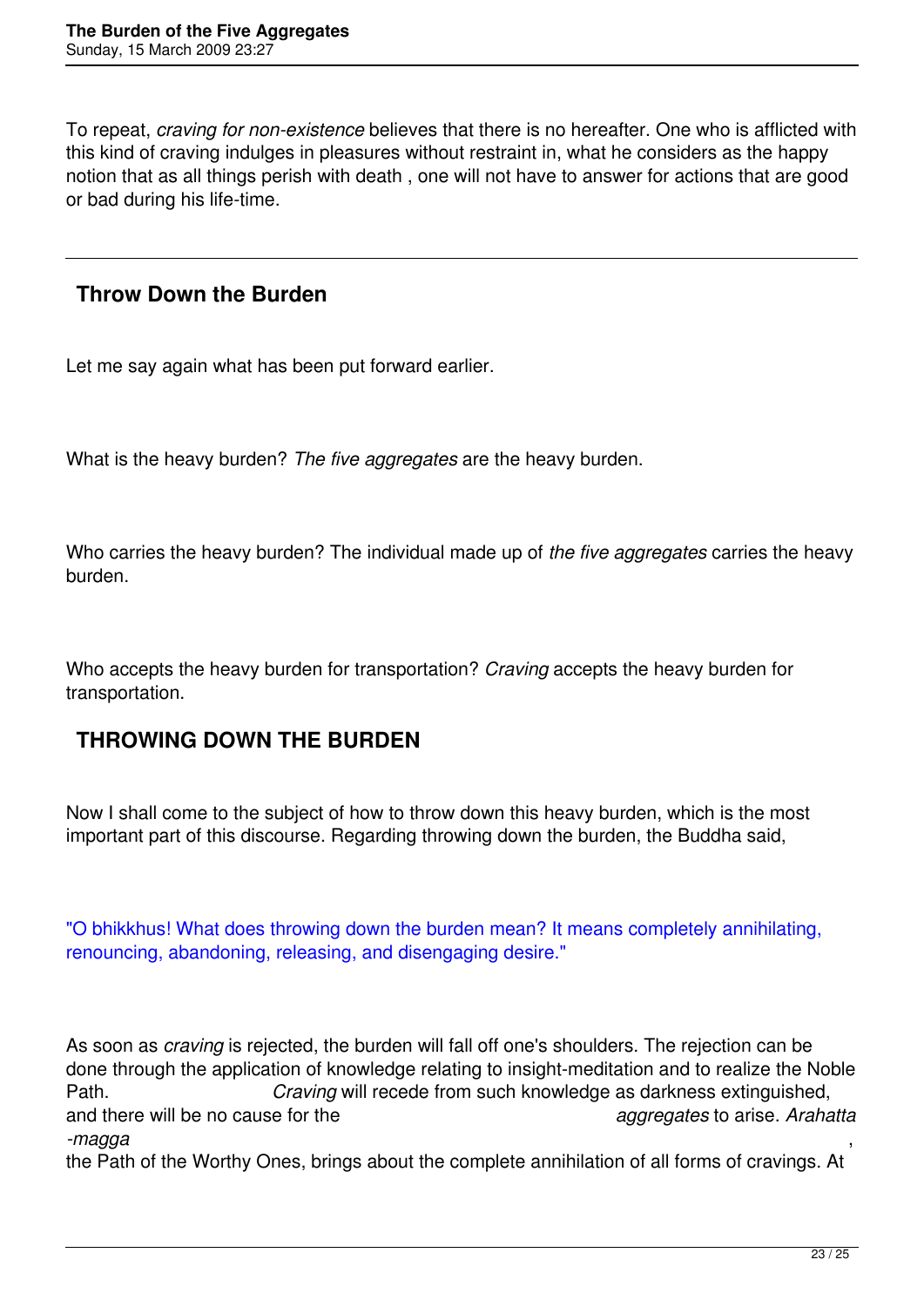To repeat, *craving for non-existence* believes that there is no hereafter. One who is afflicted with this kind of craving indulges in pleasures without restraint in, what he considers as the happy notion that as all things perish with death , one will not have to answer for actions that are good or bad during his life-time.

---

## Throw Down the Burden

Let me say again what has been put forward earlier.

What is the heavy burden? *The five aggregates* are the heavy burden.

Who carries the heavy burden? The individual made up of *the five aggregates* carries the heavy burden.

Who accepts the heavy burden for transportation? *Craving* accepts the heavy burden for transportation.

## THROWING DOWN THE BURDEN

Now I shall come to the subject of how to throw down this heavy burden, which is the most important part of this discourse. Regarding throwing down the burden, the Buddha said,

"O bhikkhus! What does throwing down the burden mean? It means completely annihilating, renouncing, abandoning, releasing, and disengaging desire."

As soon as *craving* is rejected, the burden will fall off one's shoulders. The rejection can be done through the application of knowledge relating to insight-meditation and to realize the Noble Path. *Craving* will recede from such knowledge as darkness extinguished, and there will be no cause for the *aggregates* to arise. *Arahatta-magga*, the Path of the Worthy Ones, brings about the complete annihilation of all forms of cravings. At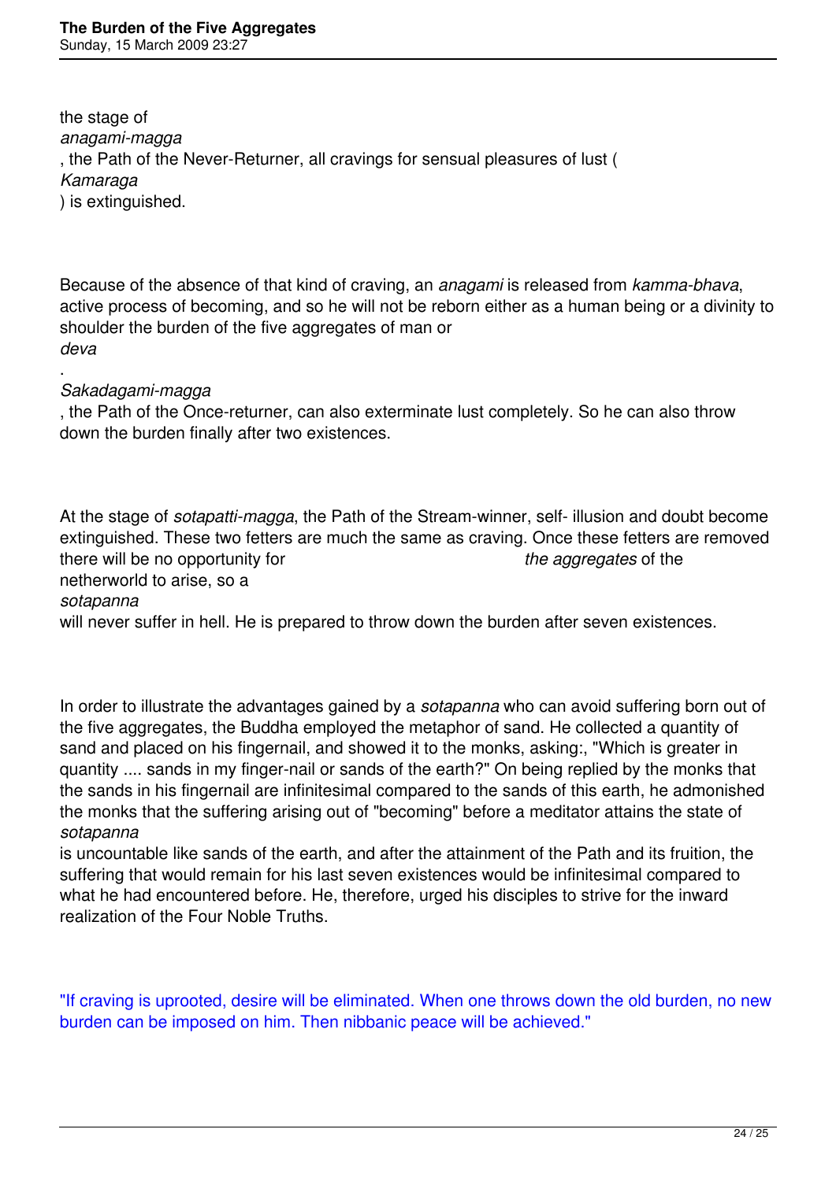the stage of *anagami-magga*, the Path of the Never-Returner, all cravings for sensual pleasures of lust (*Kamaraga*) is extinguished.

Because of the absence of that kind of craving, an *anagami* is released from *kamma-bhava*, active process of becoming, and so he will not be reborn either as a human being or a divinity to shoulder the burden of the five aggregates of man or *deva*.

*Sakadagami-magga*, the Path of the Once-returner, can also exterminate lust completely. So he can also throw down the burden finally after two existences.

At the stage of *sotapatti-magga*, the Path of the Stream-winner, self- illusion and doubt become extinguished. These two fetters are much the same as craving. Once these fetters are removed there will be no opportunity for *the aggregates* of the netherworld to arise, so a *sotapanna* will never suffer in hell. He is prepared to throw down the burden after seven existences.

In order to illustrate the advantages gained by a *sotapanna* who can avoid suffering born out of the five aggregates, the Buddha employed the metaphor of sand. He collected a quantity of sand and placed on his fingernail, and showed it to the monks, asking:, "Which is greater in quantity .... sands in my finger-nail or sands of the earth?" On being replied by the monks that the sands in his fingernail are infinitesimal compared to the sands of this earth, he admonished the monks that the suffering arising out of "becoming" before a meditator attains the state of *sotapanna* is uncountable like sands of the earth, and after the attainment of the Path and its fruition, the suffering that would remain for his last seven existences would be infinitesimal compared to what he had encountered before. He, therefore, urged his disciples to strive for the inward realization of the Four Noble Truths.

"If craving is uprooted, desire will be eliminated. When one throws down the old burden, no new burden can be imposed on him. Then nibbanic peace will be achieved."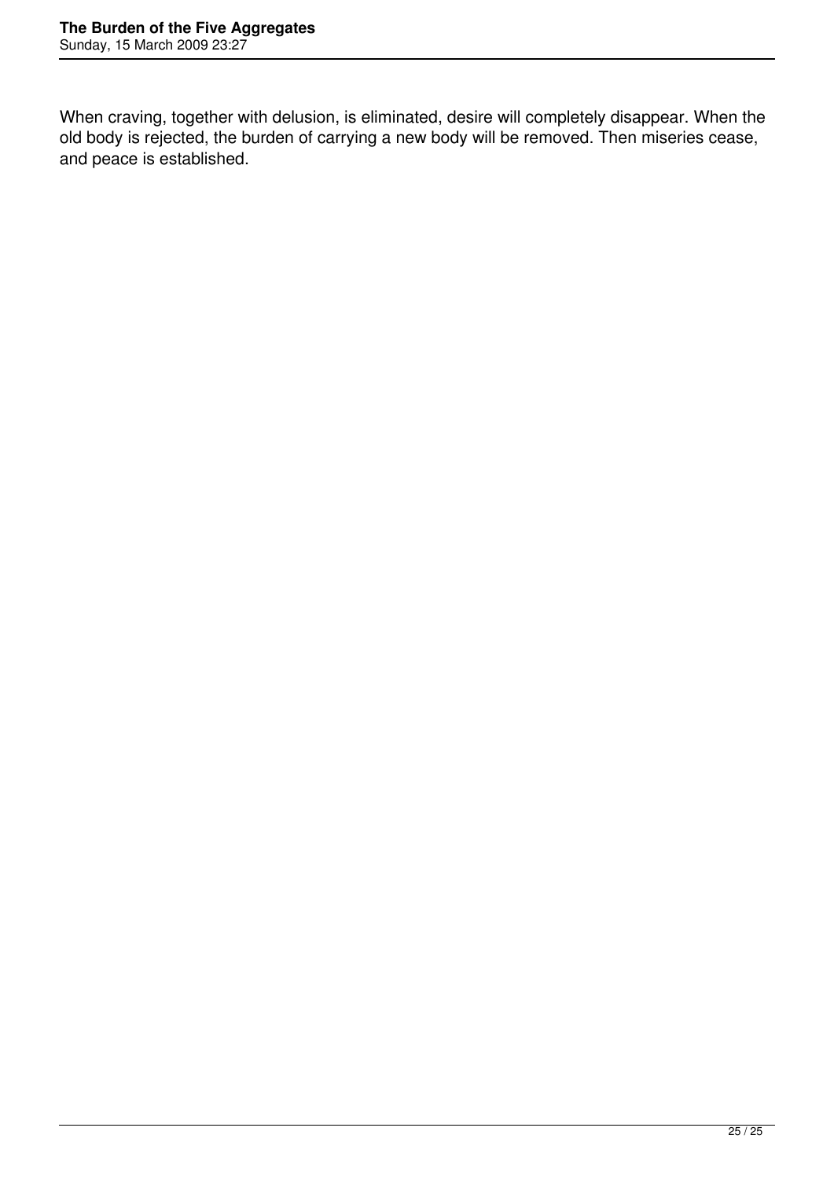When craving, together with delusion, is eliminated, desire will completely disappear. When the old body is rejected, the burden of carrying a new body will be removed. Then miseries cease, and peace is established.